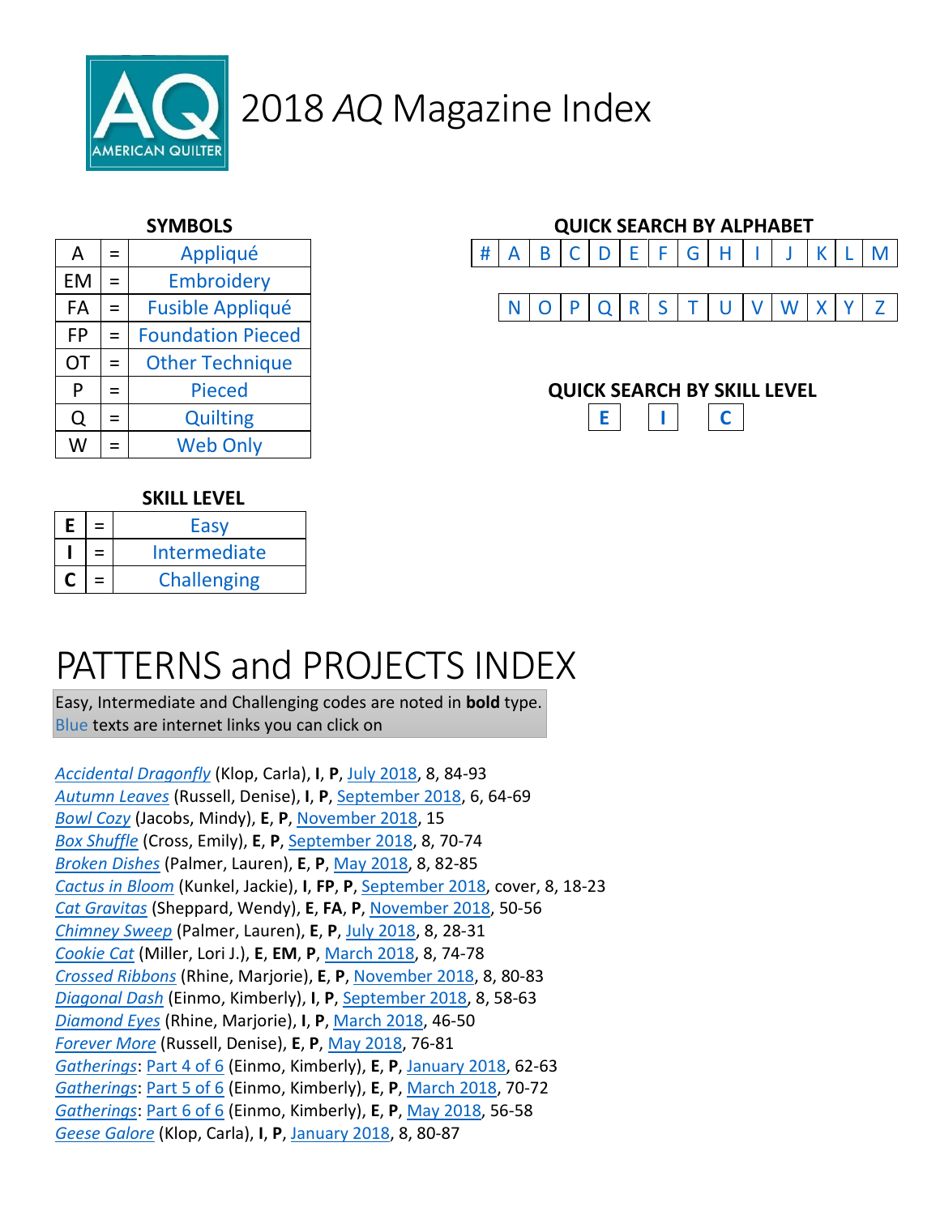# 2018 *AQ* Magazine Index

### SYMBOLS

| | | |
|---|---|---|
| A | = | Appliqué |
| EM | = | Embroidery |
| FA | = | Fusible Appliqué |
| FP | = | Foundation Pieced |
| OT | = | Other Technique |
| P | = | Pieced |
| Q | = | Quilting |
| W | = | Web Only |

### QUICK SEARCH BY ALPHABET

| # | A | B | C | D | E | F | G | H | I | J | K | L | M |
|---|---|---|---|---|---|---|---|---|---|---|---|---|---|

| N | O | P | Q | R | S | T | U | V | W | X | Y | Z |
|---|---|---|---|---|---|---|---|---|---|---|---|---|

### QUICK SEARCH BY SKILL LEVEL

| E | I | C |
|---|---|---|

### SKILL LEVEL

| | | |
|---|---|---|
| **E** | = | Easy |
| **I** | = | Intermediate |
| **C** | = | Challenging |

# PATTERNS and PROJECTS INDEX

Easy, Intermediate and Challenging codes are noted in **bold** type.
Blue texts are internet links you can click on

*Accidental Dragonfly* (Klop, Carla), **I**, **P**, July 2018, 8, 84-93
*Autumn Leaves* (Russell, Denise), **I**, **P**, September 2018, 6, 64-69
*Bowl Cozy* (Jacobs, Mindy), **E**, **P**, November 2018, 15
*Box Shuffle* (Cross, Emily), **E**, **P**, September 2018, 8, 70-74
*Broken Dishes* (Palmer, Lauren), **E**, **P**, May 2018, 8, 82-85
*Cactus in Bloom* (Kunkel, Jackie), **I**, **FP**, **P**, September 2018, cover, 8, 18-23
*Cat Gravitas* (Sheppard, Wendy), **E**, **FA**, **P**, November 2018, 50-56
*Chimney Sweep* (Palmer, Lauren), **E**, **P**, July 2018, 8, 28-31
*Cookie Cat* (Miller, Lori J.), **E**, **EM**, **P**, March 2018, 8, 74-78
*Crossed Ribbons* (Rhine, Marjorie), **E**, **P**, November 2018, 8, 80-83
*Diagonal Dash* (Einmo, Kimberly), **I**, **P**, September 2018, 8, 58-63
*Diamond Eyes* (Rhine, Marjorie), **I**, **P**, March 2018, 46-50
*Forever More* (Russell, Denise), **E**, **P**, May 2018, 76-81
*Gatherings*: Part 4 of 6 (Einmo, Kimberly), **E**, **P**, January 2018, 62-63
*Gatherings*: Part 5 of 6 (Einmo, Kimberly), **E**, **P**, March 2018, 70-72
*Gatherings*: Part 6 of 6 (Einmo, Kimberly), **E**, **P**, May 2018, 56-58
*Geese Galore* (Klop, Carla), **I**, **P**, January 2018, 8, 80-87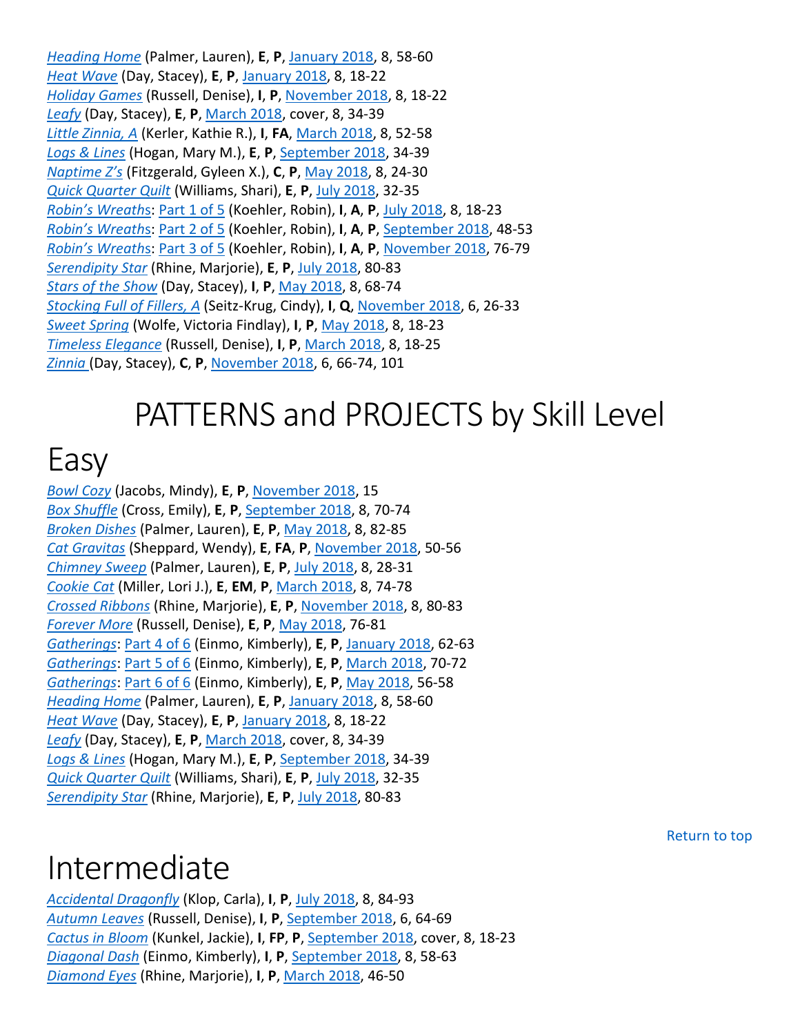*Heading Home* (Palmer, Lauren), **E**, **P**, January 2018, 8, 58-60
*Heat Wave* (Day, Stacey), **E**, **P**, January 2018, 8, 18-22
*Holiday Games* (Russell, Denise), **I**, **P**, November 2018, 8, 18-22
*Leafy* (Day, Stacey), **E**, **P**, March 2018, cover, 8, 34-39
*Little Zinnia, A* (Kerler, Kathie R.), **I**, **FA**, March 2018, 8, 52-58
*Logs & Lines* (Hogan, Mary M.), **E**, **P**, September 2018, 34-39
*Naptime Z's* (Fitzgerald, Gyleen X.), **C**, **P**, May 2018, 8, 24-30
*Quick Quarter Quilt* (Williams, Shari), **E**, **P**, July 2018, 32-35
*Robin's Wreaths*: Part 1 of 5 (Koehler, Robin), **I**, **A**, **P**, July 2018, 8, 18-23
*Robin's Wreaths*: Part 2 of 5 (Koehler, Robin), **I**, **A**, **P**, September 2018, 48-53
*Robin's Wreaths*: Part 3 of 5 (Koehler, Robin), **I**, **A**, **P**, November 2018, 76-79
*Serendipity Star* (Rhine, Marjorie), **E**, **P**, July 2018, 80-83
*Stars of the Show* (Day, Stacey), **I**, **P**, May 2018, 8, 68-74
*Stocking Full of Fillers, A* (Seitz-Krug, Cindy), **I**, **Q**, November 2018, 6, 26-33
*Sweet Spring* (Wolfe, Victoria Findlay), **I**, **P**, May 2018, 8, 18-23
*Timeless Elegance* (Russell, Denise), **I**, **P**, March 2018, 8, 18-25
*Zinnia* (Day, Stacey), **C**, **P**, November 2018, 6, 66-74, 101

# PATTERNS and PROJECTS by Skill Level

## Easy

*Bowl Cozy* (Jacobs, Mindy), **E**, **P**, November 2018, 15
*Box Shuffle* (Cross, Emily), **E**, **P**, September 2018, 8, 70-74
*Broken Dishes* (Palmer, Lauren), **E**, **P**, May 2018, 8, 82-85
*Cat Gravitas* (Sheppard, Wendy), **E**, **FA**, **P**, November 2018, 50-56
*Chimney Sweep* (Palmer, Lauren), **E**, **P**, July 2018, 8, 28-31
*Cookie Cat* (Miller, Lori J.), **E**, **EM**, **P**, March 2018, 8, 74-78
*Crossed Ribbons* (Rhine, Marjorie), **E**, **P**, November 2018, 8, 80-83
*Forever More* (Russell, Denise), **E**, **P**, May 2018, 76-81
*Gatherings*: Part 4 of 6 (Einmo, Kimberly), **E**, **P**, January 2018, 62-63
*Gatherings*: Part 5 of 6 (Einmo, Kimberly), **E**, **P**, March 2018, 70-72
*Gatherings*: Part 6 of 6 (Einmo, Kimberly), **E**, **P**, May 2018, 56-58
*Heading Home* (Palmer, Lauren), **E**, **P**, January 2018, 8, 58-60
*Heat Wave* (Day, Stacey), **E**, **P**, January 2018, 8, 18-22
*Leafy* (Day, Stacey), **E**, **P**, March 2018, cover, 8, 34-39
*Logs & Lines* (Hogan, Mary M.), **E**, **P**, September 2018, 34-39
*Quick Quarter Quilt* (Williams, Shari), **E**, **P**, July 2018, 32-35
*Serendipity Star* (Rhine, Marjorie), **E**, **P**, July 2018, 80-83

Return to top

## Intermediate

*Accidental Dragonfly* (Klop, Carla), **I**, **P**, July 2018, 8, 84-93
*Autumn Leaves* (Russell, Denise), **I**, **P**, September 2018, 6, 64-69
*Cactus in Bloom* (Kunkel, Jackie), **I**, **FP**, **P**, September 2018, cover, 8, 18-23
*Diagonal Dash* (Einmo, Kimberly), **I**, **P**, September 2018, 8, 58-63
*Diamond Eyes* (Rhine, Marjorie), **I**, **P**, March 2018, 46-50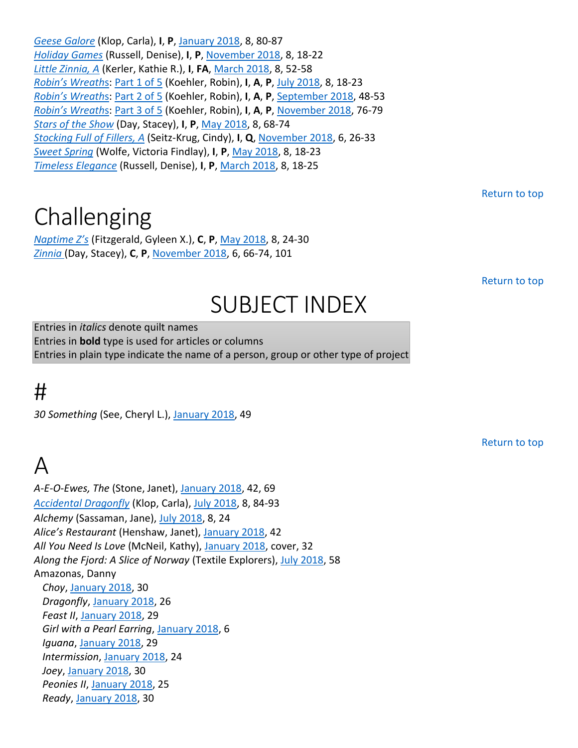*Geese Galore* (Klop, Carla), **I**, **P**, January 2018, 8, 80-87
*Holiday Games* (Russell, Denise), **I**, **P**, November 2018, 8, 18-22
*Little Zinnia, A* (Kerler, Kathie R.), **I**, **FA**, March 2018, 8, 52-58
*Robin's Wreaths*: Part 1 of 5 (Koehler, Robin), **I**, **A**, **P**, July 2018, 8, 18-23
*Robin's Wreaths*: Part 2 of 5 (Koehler, Robin), **I**, **A**, **P**, September 2018, 48-53
*Robin's Wreaths*: Part 3 of 5 (Koehler, Robin), **I**, **A**, **P**, November 2018, 76-79
*Stars of the Show* (Day, Stacey), **I**, **P**, May 2018, 8, 68-74
*Stocking Full of Fillers, A* (Seitz-Krug, Cindy), **I**, **Q**, November 2018, 6, 26-33
*Sweet Spring* (Wolfe, Victoria Findlay), **I**, **P**, May 2018, 8, 18-23
*Timeless Elegance* (Russell, Denise), **I**, **P**, March 2018, 8, 18-25

Return to top

# Challenging

*Naptime Z's* (Fitzgerald, Gyleen X.), **C**, **P**, May 2018, 8, 24-30
*Zinnia* (Day, Stacey), **C**, **P**, November 2018, 6, 66-74, 101

Return to top

# SUBJECT INDEX

Entries in *italics* denote quilt names
Entries in **bold** type is used for articles or columns
Entries in plain type indicate the name of a person, group or other type of project

# #

*30 Something* (See, Cheryl L.), January 2018, 49

Return to top

# A

*A-E-O-Ewes, The* (Stone, Janet), January 2018, 42, 69
*Accidental Dragonfly* (Klop, Carla), July 2018, 8, 84-93
*Alchemy* (Sassaman, Jane), July 2018, 8, 24
*Alice's Restaurant* (Henshaw, Janet), January 2018, 42
*All You Need Is Love* (McNeil, Kathy), January 2018, cover, 32
*Along the Fjord: A Slice of Norway* (Textile Explorers), July 2018, 58
Amazonas, Danny
- *Choy*, January 2018, 30
- *Dragonfly*, January 2018, 26
- *Feast II*, January 2018, 29
- *Girl with a Pearl Earring*, January 2018, 6
- *Iguana*, January 2018, 29
- *Intermission*, January 2018, 24
- *Joey*, January 2018, 30
- *Peonies II*, January 2018, 25
- *Ready*, January 2018, 30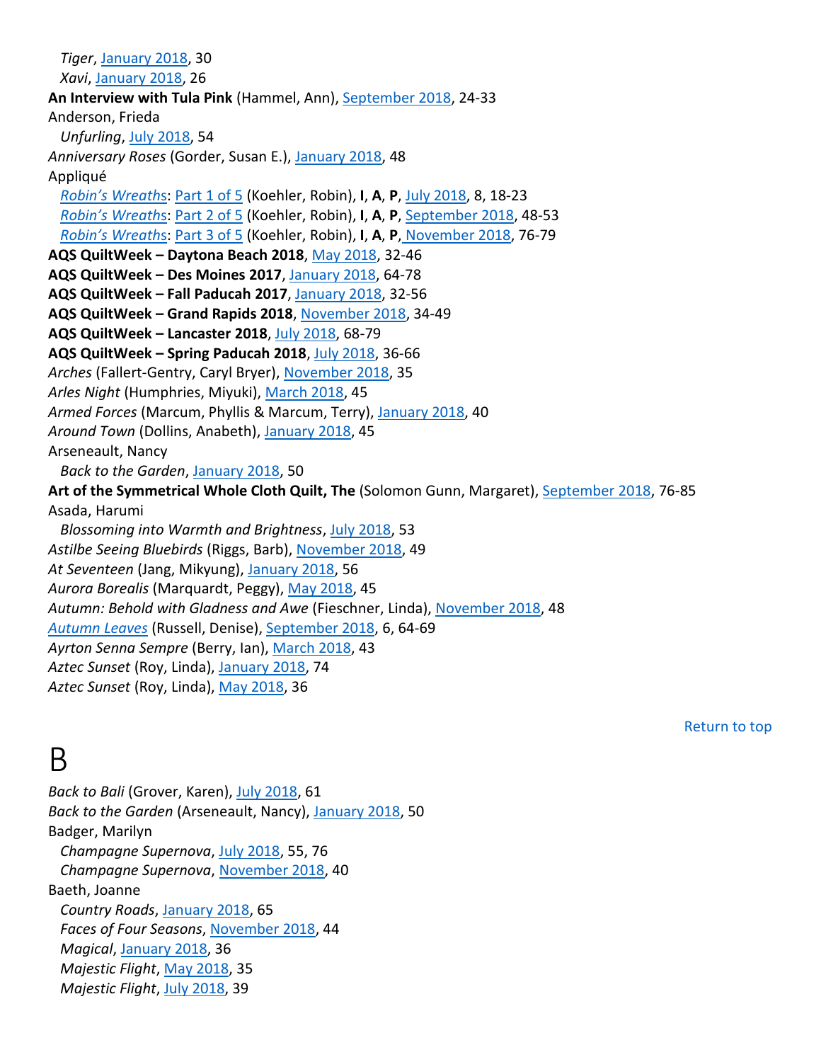*Tiger*, January 2018, 30  
*Xavi*, January 2018, 26  
**An Interview with Tula Pink** (Hammel, Ann), September 2018, 24-33  
Anderson, Frieda  
*Unfurling*, July 2018, 54  
*Anniversary Roses* (Gorder, Susan E.), January 2018, 48  
Appliqué  
*Robin's Wreaths*: Part 1 of 5 (Koehler, Robin), **I**, **A**, **P**, July 2018, 8, 18-23  
*Robin's Wreaths*: Part 2 of 5 (Koehler, Robin), **I**, **A**, **P**, September 2018, 48-53  
*Robin's Wreaths*: Part 3 of 5 (Koehler, Robin), **I**, **A**, **P**, November 2018, 76-79  
**AQS QuiltWeek – Daytona Beach 2018**, May 2018, 32-46  
**AQS QuiltWeek – Des Moines 2017**, January 2018, 64-78  
**AQS QuiltWeek – Fall Paducah 2017**, January 2018, 32-56  
**AQS QuiltWeek – Grand Rapids 2018**, November 2018, 34-49  
**AQS QuiltWeek – Lancaster 2018**, July 2018, 68-79  
**AQS QuiltWeek – Spring Paducah 2018**, July 2018, 36-66  
*Arches* (Fallert-Gentry, Caryl Bryer), November 2018, 35  
*Arles Night* (Humphries, Miyuki), March 2018, 45  
*Armed Forces* (Marcum, Phyllis & Marcum, Terry), January 2018, 40  
*Around Town* (Dollins, Anabeth), January 2018, 45  
Arseneault, Nancy  
*Back to the Garden*, January 2018, 50  
**Art of the Symmetrical Whole Cloth Quilt, The** (Solomon Gunn, Margaret), September 2018, 76-85  
Asada, Harumi  
*Blossoming into Warmth and Brightness*, July 2018, 53  
*Astilbe Seeing Bluebirds* (Riggs, Barb), November 2018, 49  
*At Seventeen* (Jang, Mikyung), January 2018, 56  
*Aurora Borealis* (Marquardt, Peggy), May 2018, 45  
*Autumn: Behold with Gladness and Awe* (Fieschner, Linda), November 2018, 48  
*Autumn Leaves* (Russell, Denise), September 2018, 6, 64-69  
*Ayrton Senna Sempre* (Berry, Ian), March 2018, 43  
*Aztec Sunset* (Roy, Linda), January 2018, 74  
*Aztec Sunset* (Roy, Linda), May 2018, 36  

Return to top

# B

*Back to Bali* (Grover, Karen), July 2018, 61  
*Back to the Garden* (Arseneault, Nancy), January 2018, 50  
Badger, Marilyn  
*Champagne Supernova*, July 2018, 55, 76  
*Champagne Supernova*, November 2018, 40  
Baeth, Joanne  
*Country Roads*, January 2018, 65  
*Faces of Four Seasons*, November 2018, 44  
*Magical*, January 2018, 36  
*Majestic Flight*, May 2018, 35  
*Majestic Flight*, July 2018, 39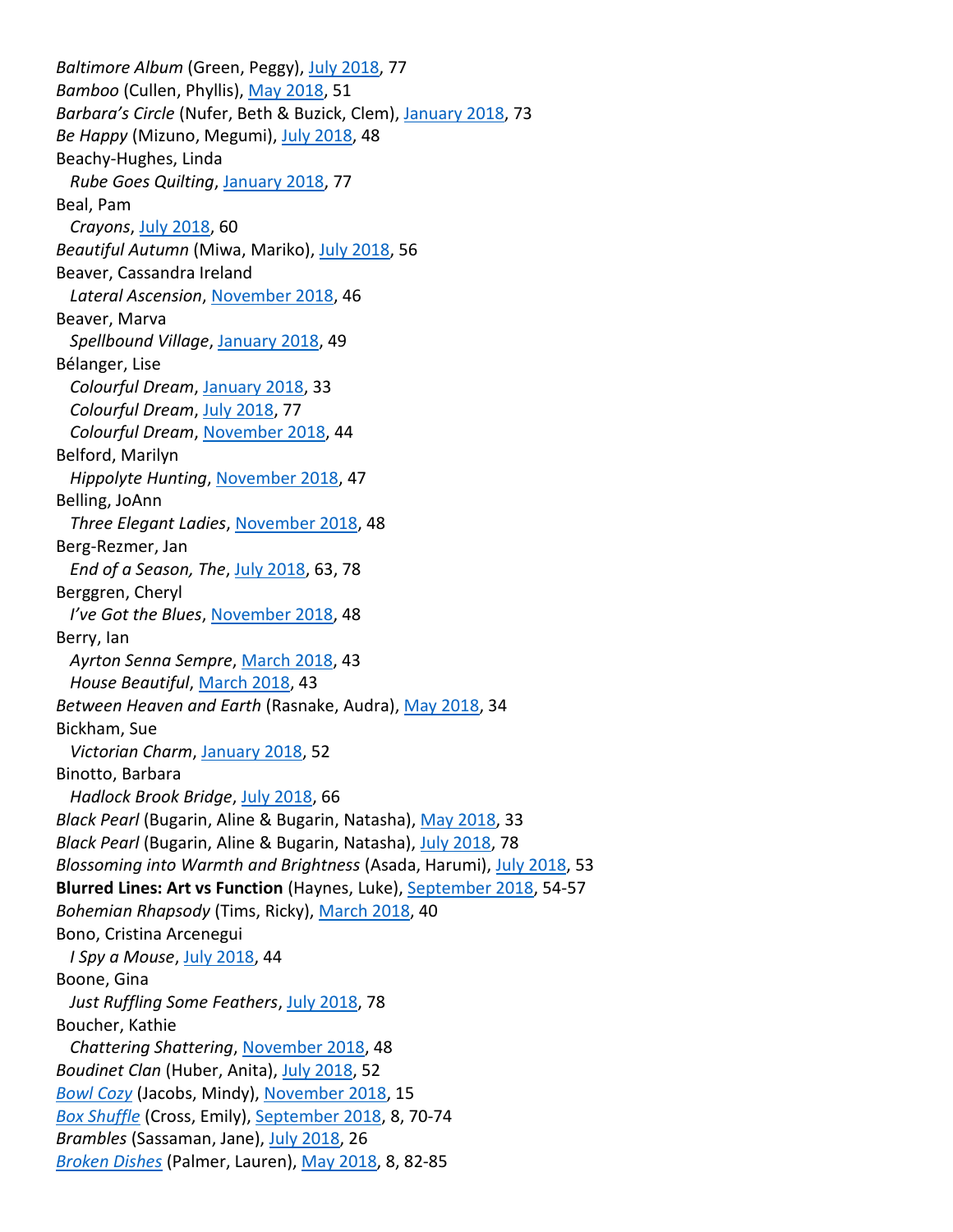*Baltimore Album* (Green, Peggy), July 2018, 77
*Bamboo* (Cullen, Phyllis), May 2018, 51
*Barbara's Circle* (Nufer, Beth & Buzick, Clem), January 2018, 73
*Be Happy* (Mizuno, Megumi), July 2018, 48
Beachy-Hughes, Linda
  *Rube Goes Quilting*, January 2018, 77
Beal, Pam
  *Crayons*, July 2018, 60
*Beautiful Autumn* (Miwa, Mariko), July 2018, 56
Beaver, Cassandra Ireland
  *Lateral Ascension*, November 2018, 46
Beaver, Marva
  *Spellbound Village*, January 2018, 49
Bélanger, Lise
  *Colourful Dream*, January 2018, 33
  *Colourful Dream*, July 2018, 77
  *Colourful Dream*, November 2018, 44
Belford, Marilyn
  *Hippolyte Hunting*, November 2018, 47
Belling, JoAnn
  *Three Elegant Ladies*, November 2018, 48
Berg-Rezmer, Jan
  *End of a Season, The*, July 2018, 63, 78
Berggren, Cheryl
  *I've Got the Blues*, November 2018, 48
Berry, Ian
  *Ayrton Senna Sempre*, March 2018, 43
  *House Beautiful*, March 2018, 43
*Between Heaven and Earth* (Rasnake, Audra), May 2018, 34
Bickham, Sue
  *Victorian Charm*, January 2018, 52
Binotto, Barbara
  *Hadlock Brook Bridge*, July 2018, 66
*Black Pearl* (Bugarin, Aline & Bugarin, Natasha), May 2018, 33
*Black Pearl* (Bugarin, Aline & Bugarin, Natasha), July 2018, 78
*Blossoming into Warmth and Brightness* (Asada, Harumi), July 2018, 53
**Blurred Lines: Art vs Function** (Haynes, Luke), September 2018, 54-57
*Bohemian Rhapsody* (Tims, Ricky), March 2018, 40
Bono, Cristina Arcenegui
  *I Spy a Mouse*, July 2018, 44
Boone, Gina
  *Just Ruffling Some Feathers*, July 2018, 78
Boucher, Kathie
  *Chattering Shattering*, November 2018, 48
*Boudinet Clan* (Huber, Anita), July 2018, 52
*Bowl Cozy* (Jacobs, Mindy), November 2018, 15
*Box Shuffle* (Cross, Emily), September 2018, 8, 70-74
*Brambles* (Sassaman, Jane), July 2018, 26
*Broken Dishes* (Palmer, Lauren), May 2018, 8, 82-85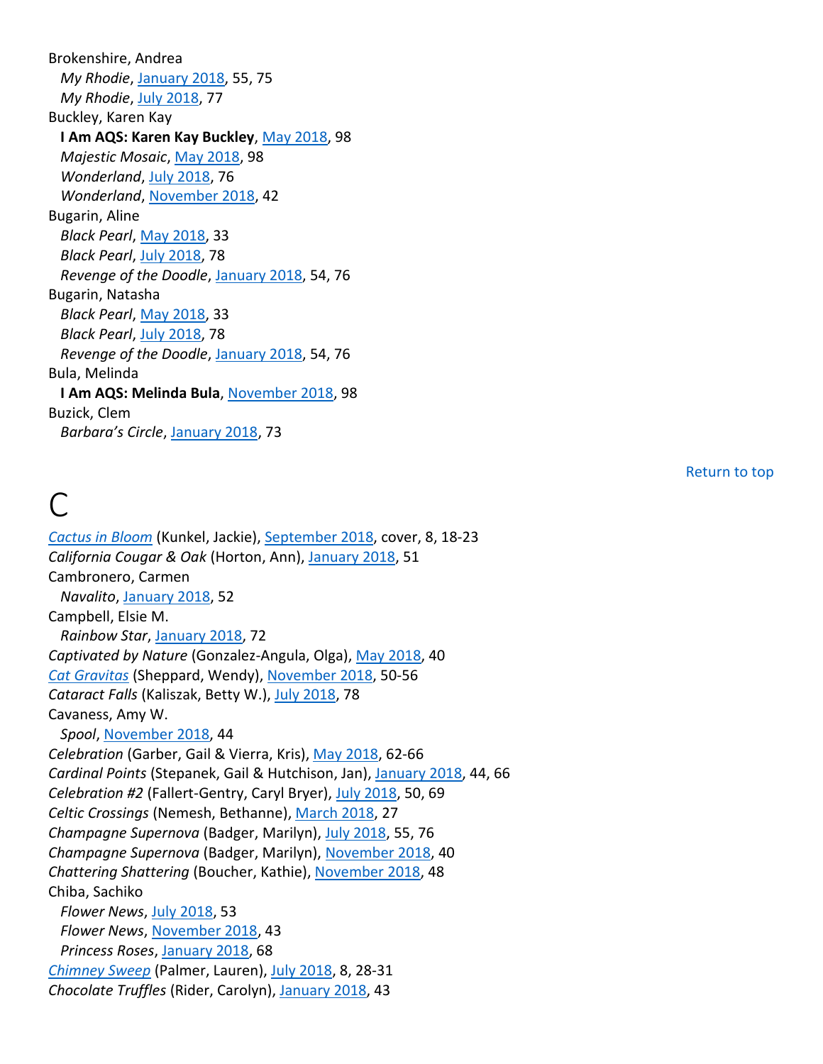Brokenshire, Andrea
  *My Rhodie*, January 2018, 55, 75
  *My Rhodie*, July 2018, 77
Buckley, Karen Kay
  **I Am AQS: Karen Kay Buckley**, May 2018, 98
  *Majestic Mosaic*, May 2018, 98
  *Wonderland*, July 2018, 76
  *Wonderland*, November 2018, 42
Bugarin, Aline
  *Black Pearl*, May 2018, 33
  *Black Pearl*, July 2018, 78
  *Revenge of the Doodle*, January 2018, 54, 76
Bugarin, Natasha
  *Black Pearl*, May 2018, 33
  *Black Pearl*, July 2018, 78
  *Revenge of the Doodle*, January 2018, 54, 76
Bula, Melinda
  **I Am AQS: Melinda Bula**, November 2018, 98
Buzick, Clem
  *Barbara's Circle*, January 2018, 73

Return to top

# C

*Cactus in Bloom* (Kunkel, Jackie), September 2018, cover, 8, 18-23
*California Cougar & Oak* (Horton, Ann), January 2018, 51
Cambronero, Carmen
  *Navalito*, January 2018, 52
Campbell, Elsie M.
  *Rainbow Star*, January 2018, 72
*Captivated by Nature* (Gonzalez-Angula, Olga), May 2018, 40
*Cat Gravitas* (Sheppard, Wendy), November 2018, 50-56
*Cataract Falls* (Kaliszak, Betty W.), July 2018, 78
Cavaness, Amy W.
  *Spool*, November 2018, 44
*Celebration* (Garber, Gail & Vierra, Kris), May 2018, 62-66
*Cardinal Points* (Stepanek, Gail & Hutchison, Jan), January 2018, 44, 66
*Celebration #2* (Fallert-Gentry, Caryl Bryer), July 2018, 50, 69
*Celtic Crossings* (Nemesh, Bethanne), March 2018, 27
*Champagne Supernova* (Badger, Marilyn), July 2018, 55, 76
*Champagne Supernova* (Badger, Marilyn), November 2018, 40
*Chattering Shattering* (Boucher, Kathie), November 2018, 48
Chiba, Sachiko
  *Flower News*, July 2018, 53
  *Flower News*, November 2018, 43
  *Princess Roses*, January 2018, 68
*Chimney Sweep* (Palmer, Lauren), July 2018, 8, 28-31
*Chocolate Truffles* (Rider, Carolyn), January 2018, 43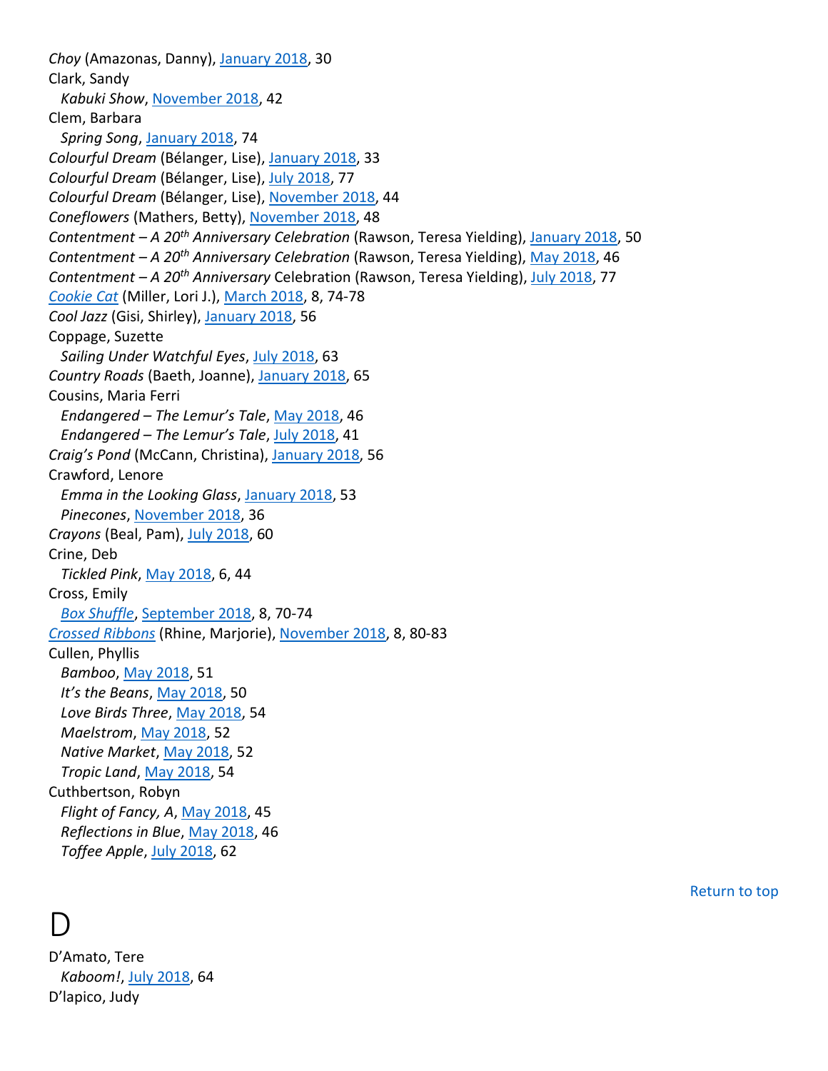*Choy* (Amazonas, Danny), January 2018, 30

Clark, Sandy

*Kabuki Show*, November 2018, 42

Clem, Barbara

*Spring Song*, January 2018, 74

*Colourful Dream* (Bélanger, Lise), January 2018, 33

*Colourful Dream* (Bélanger, Lise), July 2018, 77

*Colourful Dream* (Bélanger, Lise), November 2018, 44

*Coneflowers* (Mathers, Betty), November 2018, 48

*Contentment – A 20th Anniversary Celebration* (Rawson, Teresa Yielding), January 2018, 50

*Contentment – A 20th Anniversary Celebration* (Rawson, Teresa Yielding), May 2018, 46

*Contentment – A 20th Anniversary* Celebration (Rawson, Teresa Yielding), July 2018, 77

*Cookie Cat* (Miller, Lori J.), March 2018, 8, 74-78

*Cool Jazz* (Gisi, Shirley), January 2018, 56

Coppage, Suzette

*Sailing Under Watchful Eyes*, July 2018, 63

*Country Roads* (Baeth, Joanne), January 2018, 65

Cousins, Maria Ferri

*Endangered – The Lemur's Tale*, May 2018, 46

*Endangered – The Lemur's Tale*, July 2018, 41

*Craig's Pond* (McCann, Christina), January 2018, 56

Crawford, Lenore

*Emma in the Looking Glass*, January 2018, 53

*Pinecones*, November 2018, 36

*Crayons* (Beal, Pam), July 2018, 60

Crine, Deb

*Tickled Pink*, May 2018, 6, 44

Cross, Emily

*Box Shuffle*, September 2018, 8, 70-74

*Crossed Ribbons* (Rhine, Marjorie), November 2018, 8, 80-83

Cullen, Phyllis

*Bamboo*, May 2018, 51

*It's the Beans*, May 2018, 50

*Love Birds Three*, May 2018, 54

*Maelstrom*, May 2018, 52

*Native Market*, May 2018, 52

*Tropic Land*, May 2018, 54

Cuthbertson, Robyn

*Flight of Fancy, A*, May 2018, 45

*Reflections in Blue*, May 2018, 46

*Toffee Apple*, July 2018, 62

Return to top

# D

D'Amato, Tere

*Kaboom!*, July 2018, 64

D'lapico, Judy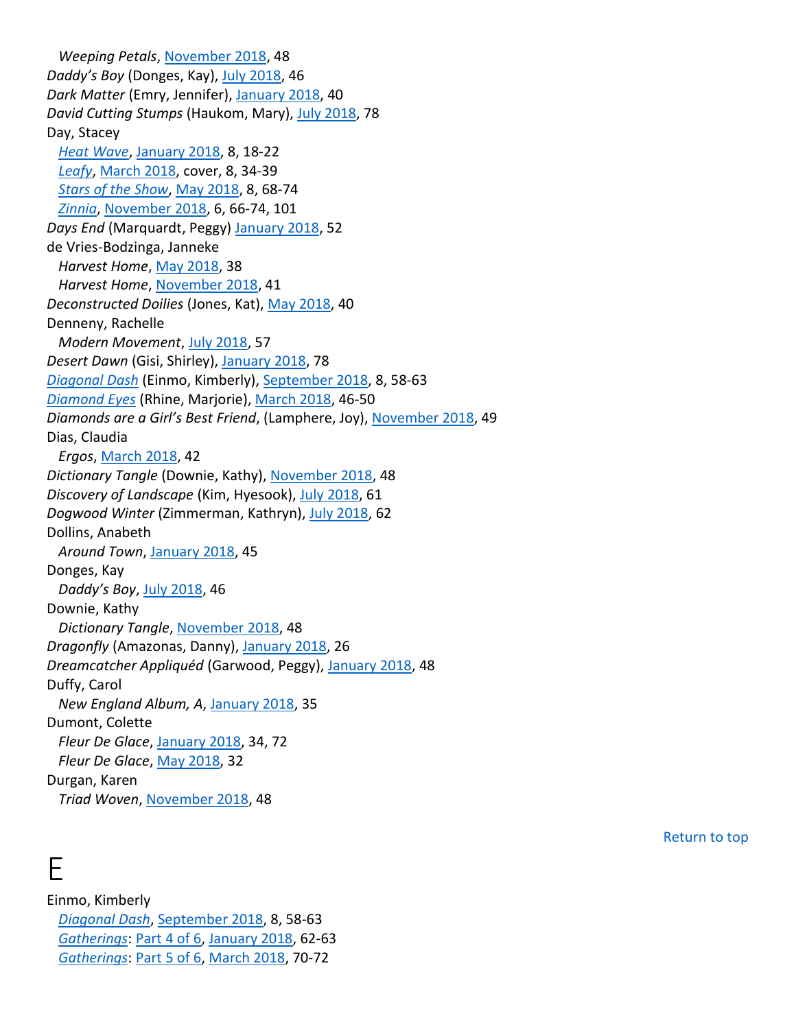*Weeping Petals*, November 2018, 48
*Daddy's Boy* (Donges, Kay), July 2018, 46
*Dark Matter* (Emry, Jennifer), January 2018, 40
*David Cutting Stumps* (Haukom, Mary), July 2018, 78
Day, Stacey
*Heat Wave*, January 2018, 8, 18-22
*Leafy*, March 2018, cover, 8, 34-39
*Stars of the Show*, May 2018, 8, 68-74
*Zinnia*, November 2018, 6, 66-74, 101
*Days End* (Marquardt, Peggy) January 2018, 52
de Vries-Bodzinga, Janneke
*Harvest Home*, May 2018, 38
*Harvest Home*, November 2018, 41
*Deconstructed Doilies* (Jones, Kat), May 2018, 40
Denneny, Rachelle
*Modern Movement*, July 2018, 57
*Desert Dawn* (Gisi, Shirley), January 2018, 78
*Diagonal Dash* (Einmo, Kimberly), September 2018, 8, 58-63
*Diamond Eyes* (Rhine, Marjorie), March 2018, 46-50
*Diamonds are a Girl's Best Friend*, (Lamphere, Joy), November 2018, 49
Dias, Claudia
*Ergos*, March 2018, 42
*Dictionary Tangle* (Downie, Kathy), November 2018, 48
*Discovery of Landscape* (Kim, Hyesook), July 2018, 61
*Dogwood Winter* (Zimmerman, Kathryn), July 2018, 62
Dollins, Anabeth
*Around Town*, January 2018, 45
Donges, Kay
*Daddy's Boy*, July 2018, 46
Downie, Kathy
*Dictionary Tangle*, November 2018, 48
*Dragonfly* (Amazonas, Danny), January 2018, 26
*Dreamcatcher Appliquéd* (Garwood, Peggy), January 2018, 48
Duffy, Carol
*New England Album, A*, January 2018, 35
Dumont, Colette
*Fleur De Glace*, January 2018, 34, 72
*Fleur De Glace*, May 2018, 32
Durgan, Karen
*Triad Woven*, November 2018, 48

Return to top

# E

Einmo, Kimberly
*Diagonal Dash*, September 2018, 8, 58-63
*Gatherings*: Part 4 of 6, January 2018, 62-63
*Gatherings*: Part 5 of 6, March 2018, 70-72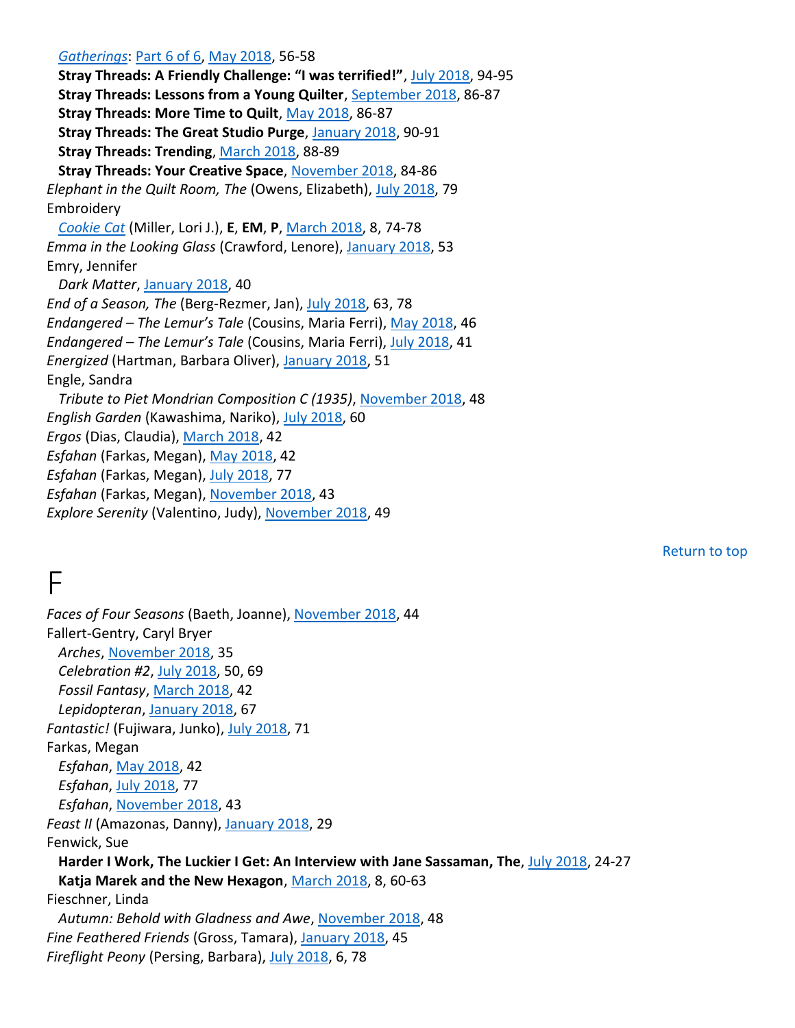*Gatherings*: Part 6 of 6, May 2018, 56-58
**Stray Threads: A Friendly Challenge: "I was terrified!"**, July 2018, 94-95
**Stray Threads: Lessons from a Young Quilter**, September 2018, 86-87
**Stray Threads: More Time to Quilt**, May 2018, 86-87
**Stray Threads: The Great Studio Purge**, January 2018, 90-91
**Stray Threads: Trending**, March 2018, 88-89
**Stray Threads: Your Creative Space**, November 2018, 84-86

*Elephant in the Quilt Room, The* (Owens, Elizabeth), July 2018, 79
Embroidery
*Cookie Cat* (Miller, Lori J.), **E**, **EM**, **P**, March 2018, 8, 74-78
*Emma in the Looking Glass* (Crawford, Lenore), January 2018, 53
Emry, Jennifer
*Dark Matter*, January 2018, 40
*End of a Season, The* (Berg-Rezmer, Jan), July 2018, 63, 78
*Endangered – The Lemur's Tale* (Cousins, Maria Ferri), May 2018, 46
*Endangered – The Lemur's Tale* (Cousins, Maria Ferri), July 2018, 41
*Energized* (Hartman, Barbara Oliver), January 2018, 51
Engle, Sandra
*Tribute to Piet Mondrian Composition C (1935)*, November 2018, 48
*English Garden* (Kawashima, Nariko), July 2018, 60
*Ergos* (Dias, Claudia), March 2018, 42
*Esfahan* (Farkas, Megan), May 2018, 42
*Esfahan* (Farkas, Megan), July 2018, 77
*Esfahan* (Farkas, Megan), November 2018, 43
*Explore Serenity* (Valentino, Judy), November 2018, 49

Return to top

# F

*Faces of Four Seasons* (Baeth, Joanne), November 2018, 44
Fallert-Gentry, Caryl Bryer
*Arches*, November 2018, 35
*Celebration #2*, July 2018, 50, 69
*Fossil Fantasy*, March 2018, 42
*Lepidopteran*, January 2018, 67
*Fantastic!* (Fujiwara, Junko), July 2018, 71
Farkas, Megan
*Esfahan*, May 2018, 42
*Esfahan*, July 2018, 77
*Esfahan*, November 2018, 43
*Feast II* (Amazonas, Danny), January 2018, 29
Fenwick, Sue
**Harder I Work, The Luckier I Get: An Interview with Jane Sassaman, The**, July 2018, 24-27
**Katja Marek and the New Hexagon**, March 2018, 8, 60-63
Fieschner, Linda
*Autumn: Behold with Gladness and Awe*, November 2018, 48
*Fine Feathered Friends* (Gross, Tamara), January 2018, 45
*Fireflight Peony* (Persing, Barbara), July 2018, 6, 78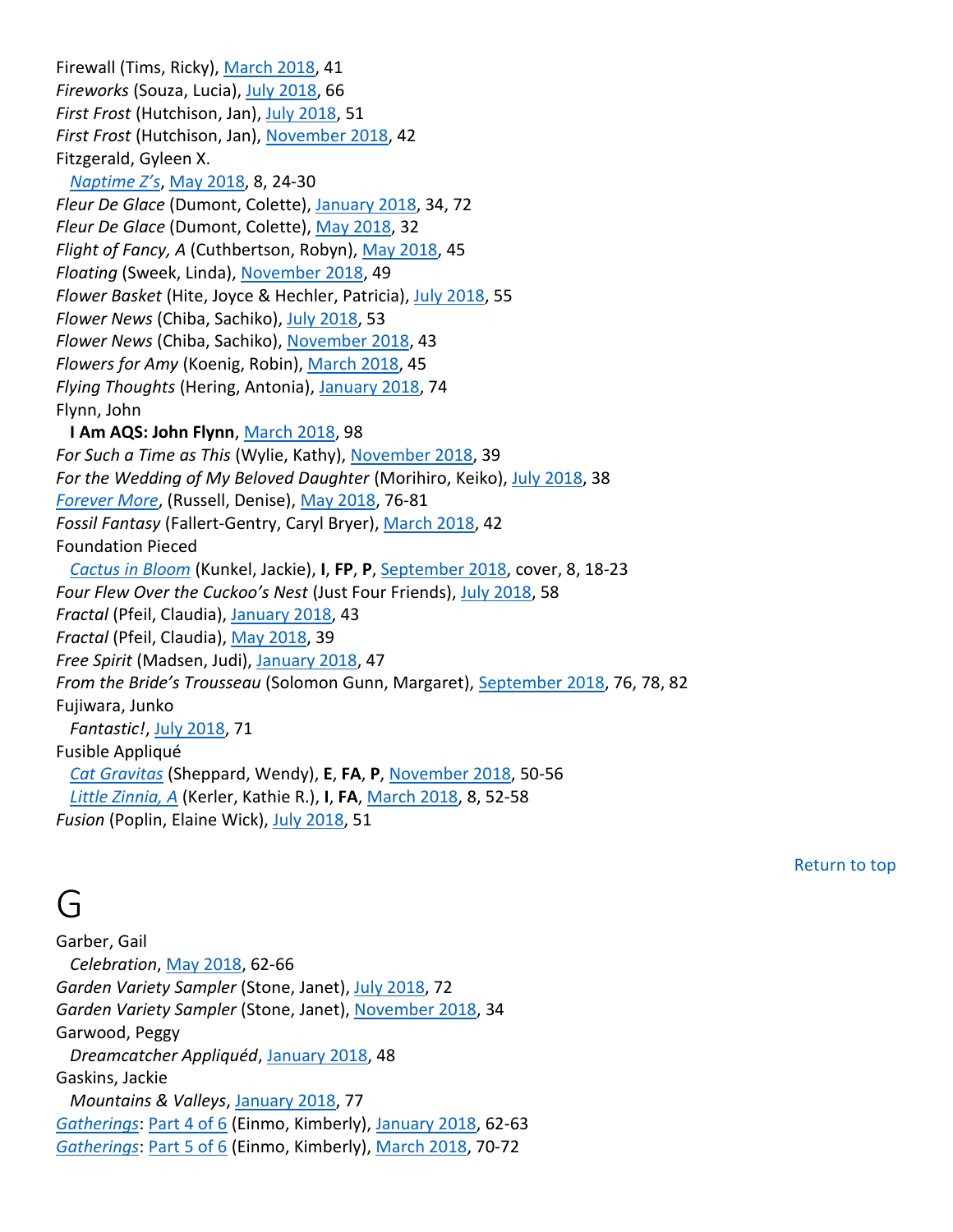Firewall (Tims, Ricky), March 2018, 41
*Fireworks* (Souza, Lucia), July 2018, 66
*First Frost* (Hutchison, Jan), July 2018, 51
*First Frost* (Hutchison, Jan), November 2018, 42
Fitzgerald, Gyleen X.
  *Naptime Z's*, May 2018, 8, 24-30
*Fleur De Glace* (Dumont, Colette), January 2018, 34, 72
*Fleur De Glace* (Dumont, Colette), May 2018, 32
*Flight of Fancy, A* (Cuthbertson, Robyn), May 2018, 45
*Floating* (Sweek, Linda), November 2018, 49
*Flower Basket* (Hite, Joyce & Hechler, Patricia), July 2018, 55
*Flower News* (Chiba, Sachiko), July 2018, 53
*Flower News* (Chiba, Sachiko), November 2018, 43
*Flowers for Amy* (Koenig, Robin), March 2018, 45
*Flying Thoughts* (Hering, Antonia), January 2018, 74
Flynn, John
  **I Am AQS: John Flynn**, March 2018, 98
*For Such a Time as This* (Wylie, Kathy), November 2018, 39
*For the Wedding of My Beloved Daughter* (Morihiro, Keiko), July 2018, 38
*Forever More*, (Russell, Denise), May 2018, 76-81
*Fossil Fantasy* (Fallert-Gentry, Caryl Bryer), March 2018, 42
Foundation Pieced
  *Cactus in Bloom* (Kunkel, Jackie), **I**, **FP**, **P**, September 2018, cover, 8, 18-23
*Four Flew Over the Cuckoo's Nest* (Just Four Friends), July 2018, 58
*Fractal* (Pfeil, Claudia), January 2018, 43
*Fractal* (Pfeil, Claudia), May 2018, 39
*Free Spirit* (Madsen, Judi), January 2018, 47
*From the Bride's Trousseau* (Solomon Gunn, Margaret), September 2018, 76, 78, 82
Fujiwara, Junko
  *Fantastic!*, July 2018, 71
Fusible Appliqué
  *Cat Gravitas* (Sheppard, Wendy), **E**, **FA**, **P**, November 2018, 50-56
  *Little Zinnia, A* (Kerler, Kathie R.), **I**, **FA**, March 2018, 8, 52-58
*Fusion* (Poplin, Elaine Wick), July 2018, 51

Return to top

# G

Garber, Gail
  *Celebration*, May 2018, 62-66
*Garden Variety Sampler* (Stone, Janet), July 2018, 72
*Garden Variety Sampler* (Stone, Janet), November 2018, 34
Garwood, Peggy
  *Dreamcatcher Appliquéd*, January 2018, 48
Gaskins, Jackie
  *Mountains & Valleys*, January 2018, 77
*Gatherings*: Part 4 of 6 (Einmo, Kimberly), January 2018, 62-63
*Gatherings*: Part 5 of 6 (Einmo, Kimberly), March 2018, 70-72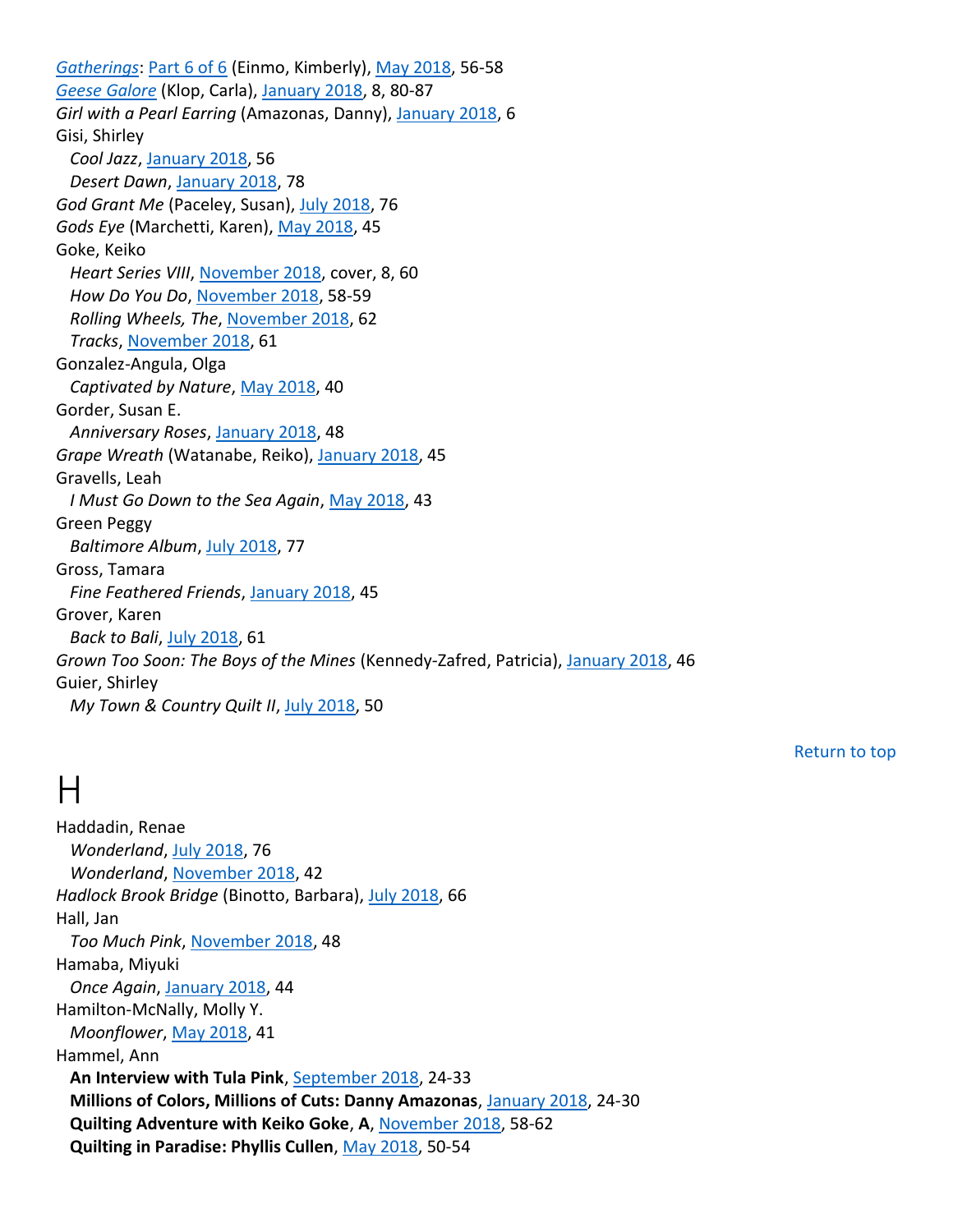*Gatherings*: Part 6 of 6 (Einmo, Kimberly), May 2018, 56-58
*Geese Galore* (Klop, Carla), January 2018, 8, 80-87
*Girl with a Pearl Earring* (Amazonas, Danny), January 2018, 6
Gisi, Shirley
  *Cool Jazz*, January 2018, 56
  *Desert Dawn*, January 2018, 78
*God Grant Me* (Paceley, Susan), July 2018, 76
*Gods Eye* (Marchetti, Karen), May 2018, 45
Goke, Keiko
  *Heart Series VIII*, November 2018, cover, 8, 60
  *How Do You Do*, November 2018, 58-59
  *Rolling Wheels, The*, November 2018, 62
  *Tracks*, November 2018, 61
Gonzalez-Angula, Olga
  *Captivated by Nature*, May 2018, 40
Gorder, Susan E.
  *Anniversary Roses*, January 2018, 48
*Grape Wreath* (Watanabe, Reiko), January 2018, 45
Gravells, Leah
  *I Must Go Down to the Sea Again*, May 2018, 43
Green Peggy
  *Baltimore Album*, July 2018, 77
Gross, Tamara
  *Fine Feathered Friends*, January 2018, 45
Grover, Karen
  *Back to Bali*, July 2018, 61
*Grown Too Soon: The Boys of the Mines* (Kennedy-Zafred, Patricia), January 2018, 46
Guier, Shirley
  *My Town & Country Quilt II*, July 2018, 50

Return to top

# H

Haddadin, Renae
  *Wonderland*, July 2018, 76
  *Wonderland*, November 2018, 42
*Hadlock Brook Bridge* (Binotto, Barbara), July 2018, 66
Hall, Jan
  *Too Much Pink*, November 2018, 48
Hamaba, Miyuki
  *Once Again*, January 2018, 44
Hamilton-McNally, Molly Y.
  *Moonflower*, May 2018, 41
Hammel, Ann
  **An Interview with Tula Pink**, September 2018, 24-33
  **Millions of Colors, Millions of Cuts: Danny Amazonas**, January 2018, 24-30
  **Quilting Adventure with Keiko Goke**, **A**, November 2018, 58-62
  **Quilting in Paradise: Phyllis Cullen**, May 2018, 50-54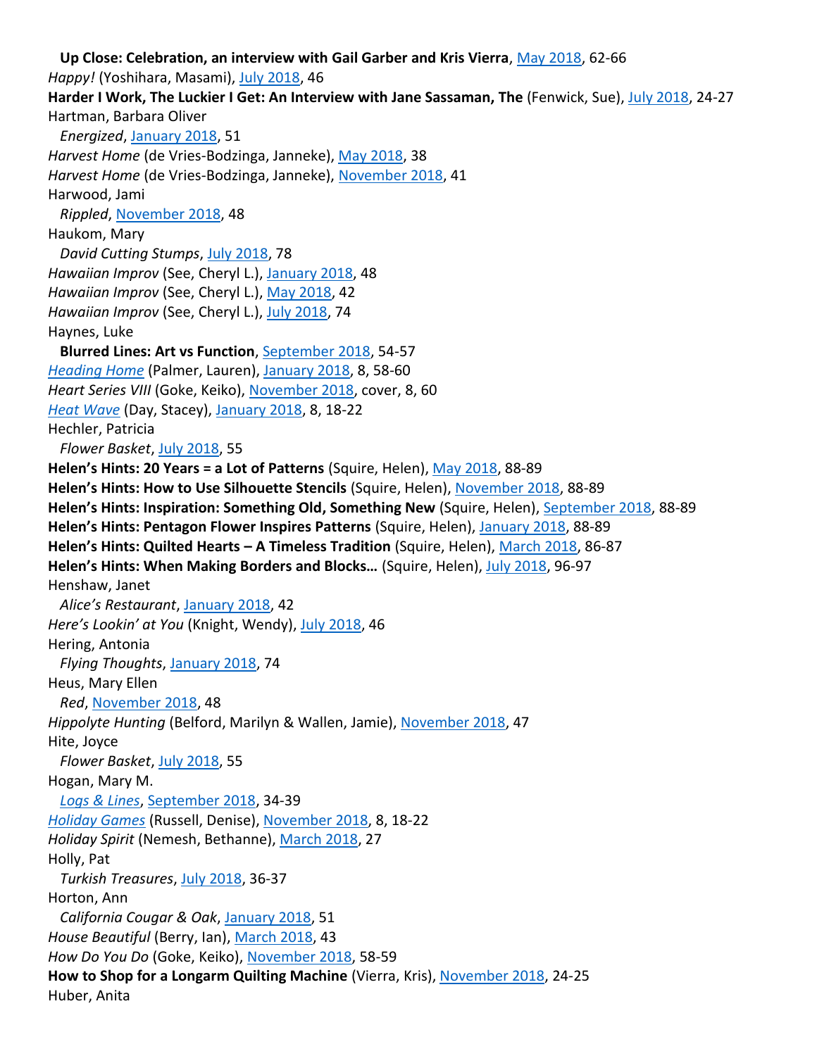**Up Close: Celebration, an interview with Gail Garber and Kris Vierra**, May 2018, 62-66

*Happy!* (Yoshihara, Masami), July 2018, 46

**Harder I Work, The Luckier I Get: An Interview with Jane Sassaman, The** (Fenwick, Sue), July 2018, 24-27

Hartman, Barbara Oliver

*Energized*, January 2018, 51

*Harvest Home* (de Vries-Bodzinga, Janneke), May 2018, 38

*Harvest Home* (de Vries-Bodzinga, Janneke), November 2018, 41

Harwood, Jami

*Rippled*, November 2018, 48

Haukom, Mary

*David Cutting Stumps*, July 2018, 78

*Hawaiian Improv* (See, Cheryl L.), January 2018, 48

*Hawaiian Improv* (See, Cheryl L.), May 2018, 42

*Hawaiian Improv* (See, Cheryl L.), July 2018, 74

Haynes, Luke

**Blurred Lines: Art vs Function**, September 2018, 54-57

*Heading Home* (Palmer, Lauren), January 2018, 8, 58-60

*Heart Series VIII* (Goke, Keiko), November 2018, cover, 8, 60

*Heat Wave* (Day, Stacey), January 2018, 8, 18-22

Hechler, Patricia

*Flower Basket*, July 2018, 55

**Helen's Hints: 20 Years = a Lot of Patterns** (Squire, Helen), May 2018, 88-89

**Helen's Hints: How to Use Silhouette Stencils** (Squire, Helen), November 2018, 88-89

**Helen's Hints: Inspiration: Something Old, Something New** (Squire, Helen), September 2018, 88-89

**Helen's Hints: Pentagon Flower Inspires Patterns** (Squire, Helen), January 2018, 88-89

**Helen's Hints: Quilted Hearts – A Timeless Tradition** (Squire, Helen), March 2018, 86-87

**Helen's Hints: When Making Borders and Blocks…** (Squire, Helen), July 2018, 96-97

Henshaw, Janet

*Alice's Restaurant*, January 2018, 42

*Here's Lookin' at You* (Knight, Wendy), July 2018, 46

Hering, Antonia

*Flying Thoughts*, January 2018, 74

Heus, Mary Ellen

*Red*, November 2018, 48

*Hippolyte Hunting* (Belford, Marilyn & Wallen, Jamie), November 2018, 47

Hite, Joyce

*Flower Basket*, July 2018, 55

Hogan, Mary M.

*Logs & Lines*, September 2018, 34-39

*Holiday Games* (Russell, Denise), November 2018, 8, 18-22

*Holiday Spirit* (Nemesh, Bethanne), March 2018, 27

Holly, Pat

*Turkish Treasures*, July 2018, 36-37

Horton, Ann

*California Cougar & Oak*, January 2018, 51

*House Beautiful* (Berry, Ian), March 2018, 43

*How Do You Do* (Goke, Keiko), November 2018, 58-59

**How to Shop for a Longarm Quilting Machine** (Vierra, Kris), November 2018, 24-25

Huber, Anita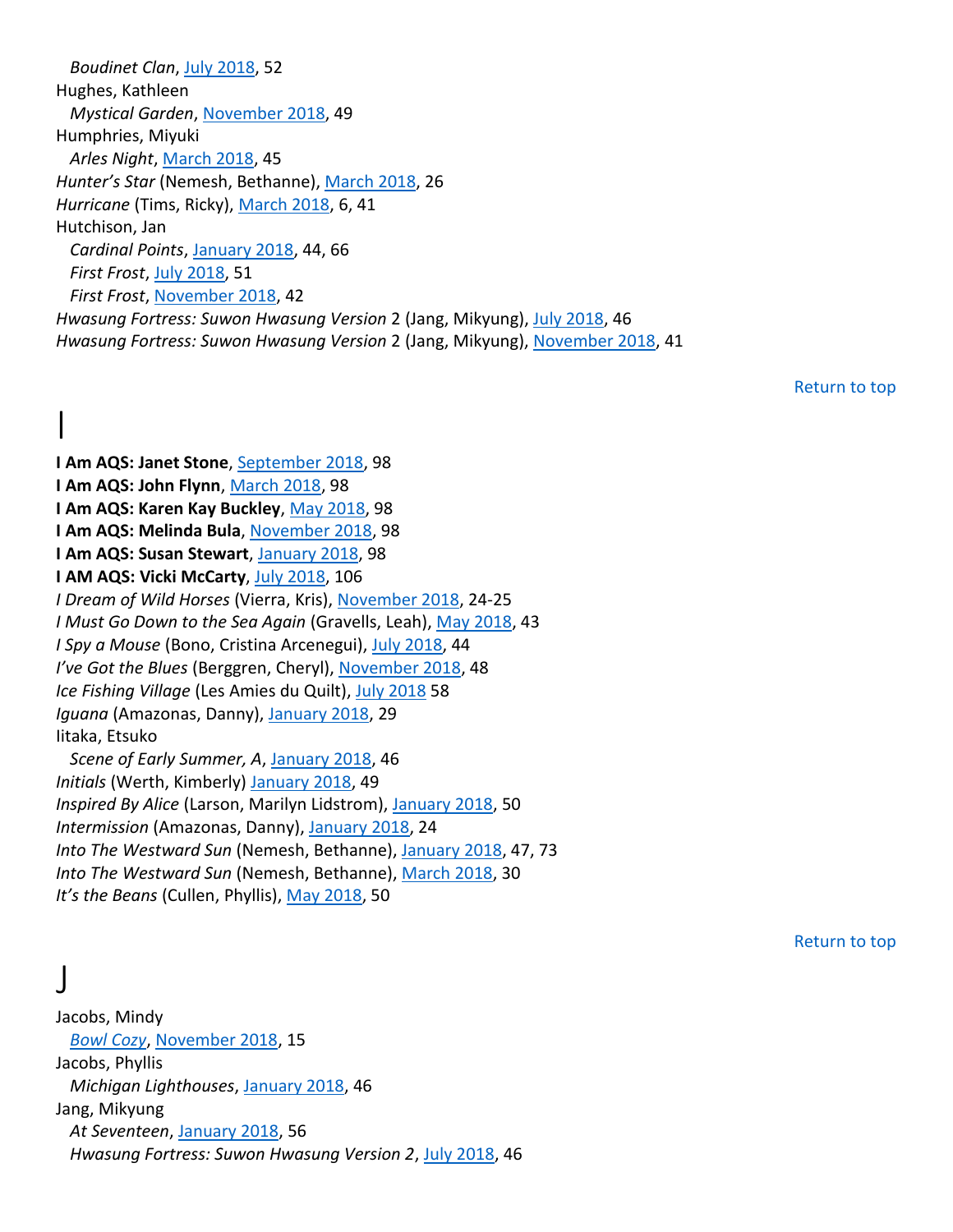*Boudinet Clan*, July 2018, 52

Hughes, Kathleen

*Mystical Garden*, November 2018, 49

Humphries, Miyuki

*Arles Night*, March 2018, 45

*Hunter's Star* (Nemesh, Bethanne), March 2018, 26

*Hurricane* (Tims, Ricky), March 2018, 6, 41

Hutchison, Jan

*Cardinal Points*, January 2018, 44, 66

*First Frost*, July 2018, 51

*First Frost*, November 2018, 42

*Hwasung Fortress: Suwon Hwasung Version* 2 (Jang, Mikyung), July 2018, 46

*Hwasung Fortress: Suwon Hwasung Version* 2 (Jang, Mikyung), November 2018, 41

Return to top

# I

**I Am AQS: Janet Stone**, September 2018, 98

**I Am AQS: John Flynn**, March 2018, 98

**I Am AQS: Karen Kay Buckley**, May 2018, 98

**I Am AQS: Melinda Bula**, November 2018, 98

**I Am AQS: Susan Stewart**, January 2018, 98

**I AM AQS: Vicki McCarty**, July 2018, 106

*I Dream of Wild Horses* (Vierra, Kris), November 2018, 24-25

*I Must Go Down to the Sea Again* (Gravells, Leah), May 2018, 43

*I Spy a Mouse* (Bono, Cristina Arcenegui), July 2018, 44

*I've Got the Blues* (Berggren, Cheryl), November 2018, 48

*Ice Fishing Village* (Les Amies du Quilt), July 2018 58

*Iguana* (Amazonas, Danny), January 2018, 29

Iitaka, Etsuko

*Scene of Early Summer, A*, January 2018, 46

*Initials* (Werth, Kimberly) January 2018, 49

*Inspired By Alice* (Larson, Marilyn Lidstrom), January 2018, 50

*Intermission* (Amazonas, Danny), January 2018, 24

*Into The Westward Sun* (Nemesh, Bethanne), January 2018, 47, 73

*Into The Westward Sun* (Nemesh, Bethanne), March 2018, 30

*It's the Beans* (Cullen, Phyllis), May 2018, 50

Return to top

# J

Jacobs, Mindy

*Bowl Cozy*, November 2018, 15

Jacobs, Phyllis

*Michigan Lighthouses*, January 2018, 46

Jang, Mikyung

*At Seventeen*, January 2018, 56

*Hwasung Fortress: Suwon Hwasung Version 2*, July 2018, 46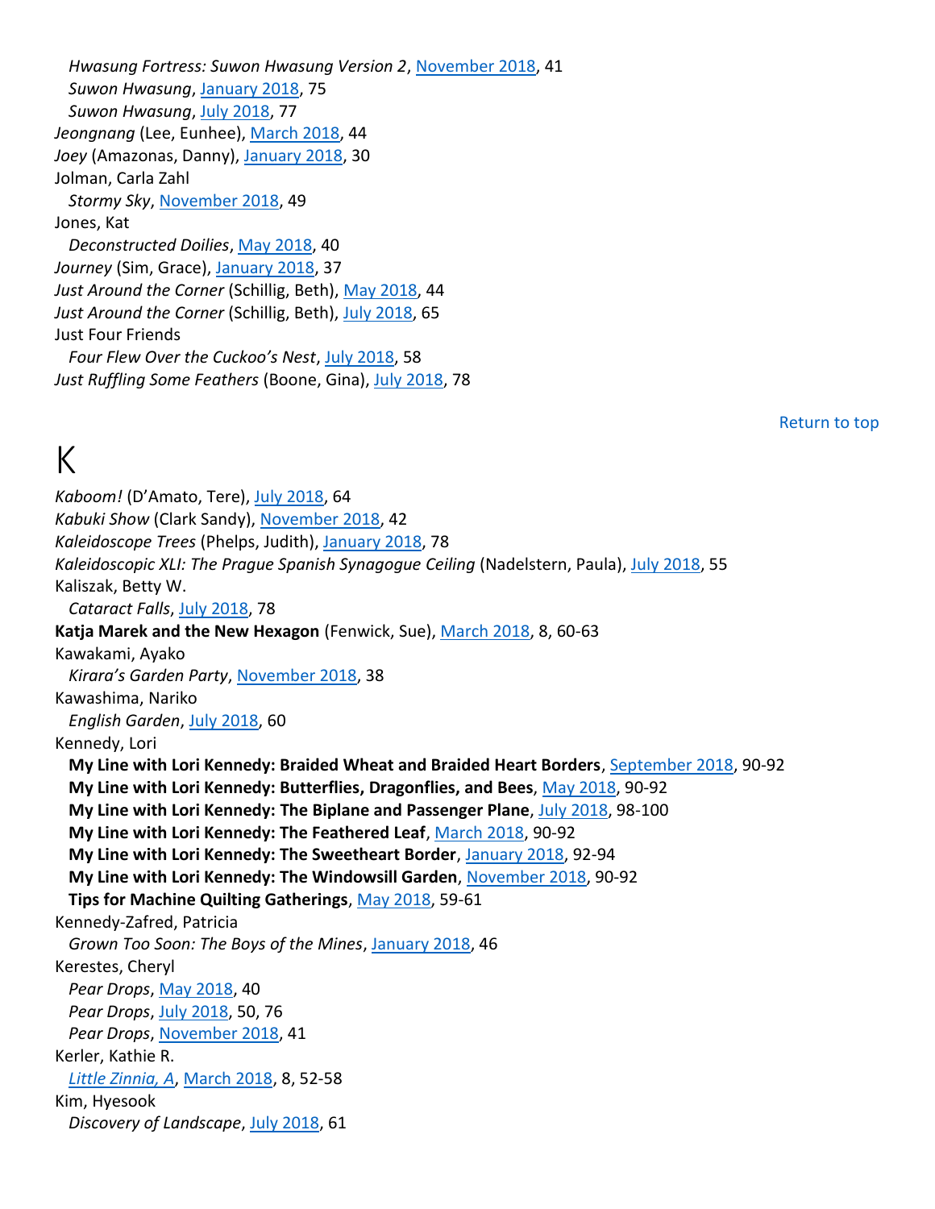*Hwasung Fortress: Suwon Hwasung Version 2*, November 2018, 41
*Suwon Hwasung*, January 2018, 75
*Suwon Hwasung*, July 2018, 77

*Jeongnang* (Lee, Eunhee), March 2018, 44

*Joey* (Amazonas, Danny), January 2018, 30

Jolman, Carla Zahl
*Stormy Sky*, November 2018, 49

Jones, Kat
*Deconstructed Doilies*, May 2018, 40

*Journey* (Sim, Grace), January 2018, 37

*Just Around the Corner* (Schillig, Beth), May 2018, 44

*Just Around the Corner* (Schillig, Beth), July 2018, 65

Just Four Friends
*Four Flew Over the Cuckoo's Nest*, July 2018, 58

*Just Ruffling Some Feathers* (Boone, Gina), July 2018, 78

Return to top

# K

*Kaboom!* (D'Amato, Tere), July 2018, 64

*Kabuki Show* (Clark Sandy), November 2018, 42

*Kaleidoscope Trees* (Phelps, Judith), January 2018, 78

*Kaleidoscopic XLI: The Prague Spanish Synagogue Ceiling* (Nadelstern, Paula), July 2018, 55

Kaliszak, Betty W.
*Cataract Falls*, July 2018, 78

**Katja Marek and the New Hexagon** (Fenwick, Sue), March 2018, 8, 60-63

Kawakami, Ayako
*Kirara's Garden Party*, November 2018, 38

Kawashima, Nariko
*English Garden*, July 2018, 60

Kennedy, Lori
**My Line with Lori Kennedy: Braided Wheat and Braided Heart Borders**, September 2018, 90-92
**My Line with Lori Kennedy: Butterflies, Dragonflies, and Bees**, May 2018, 90-92
**My Line with Lori Kennedy: The Biplane and Passenger Plane**, July 2018, 98-100
**My Line with Lori Kennedy: The Feathered Leaf**, March 2018, 90-92
**My Line with Lori Kennedy: The Sweetheart Border**, January 2018, 92-94
**My Line with Lori Kennedy: The Windowsill Garden**, November 2018, 90-92
**Tips for Machine Quilting Gatherings**, May 2018, 59-61

Kennedy-Zafred, Patricia
*Grown Too Soon: The Boys of the Mines*, January 2018, 46

Kerestes, Cheryl
*Pear Drops*, May 2018, 40
*Pear Drops*, July 2018, 50, 76
*Pear Drops*, November 2018, 41

Kerler, Kathie R.
*Little Zinnia, A*, March 2018, 8, 52-58

Kim, Hyesook
*Discovery of Landscape*, July 2018, 61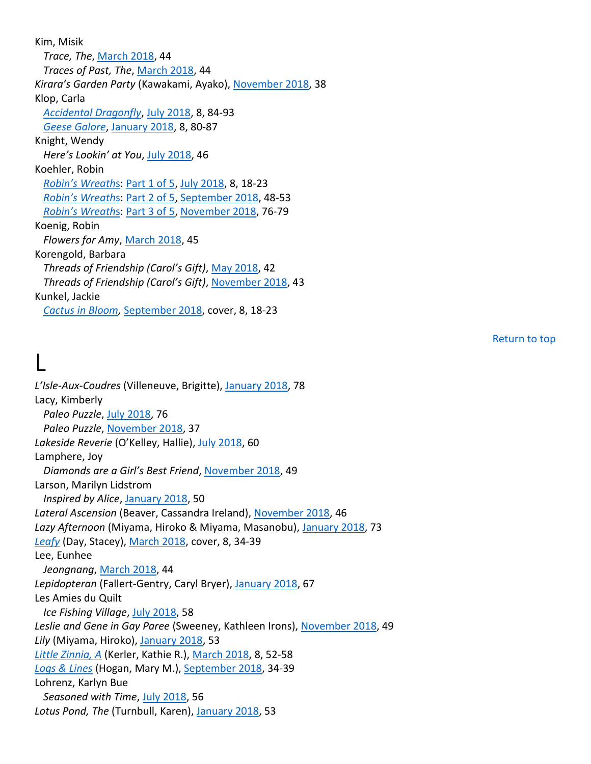Kim, Misik

*Trace, The*, March 2018, 44
*Traces of Past, The*, March 2018, 44

*Kirara's Garden Party* (Kawakami, Ayako), November 2018, 38

Klop, Carla

*Accidental Dragonfly*, July 2018, 8, 84-93
*Geese Galore*, January 2018, 8, 80-87

Knight, Wendy

*Here's Lookin' at You*, July 2018, 46

Koehler, Robin

*Robin's Wreaths*: Part 1 of 5, July 2018, 8, 18-23
*Robin's Wreaths*: Part 2 of 5, September 2018, 48-53
*Robin's Wreaths*: Part 3 of 5, November 2018, 76-79

Koenig, Robin

*Flowers for Amy*, March 2018, 45

Korengold, Barbara

*Threads of Friendship (Carol's Gift)*, May 2018, 42
*Threads of Friendship (Carol's Gift)*, November 2018, 43

Kunkel, Jackie

*Cactus in Bloom*, September 2018, cover, 8, 18-23

Return to top

# L

*L'Isle-Aux-Coudres* (Villeneuve, Brigitte), January 2018, 78

Lacy, Kimberly

*Paleo Puzzle*, July 2018, 76
*Paleo Puzzle*, November 2018, 37

*Lakeside Reverie* (O'Kelley, Hallie), July 2018, 60

Lamphere, Joy

*Diamonds are a Girl's Best Friend*, November 2018, 49

Larson, Marilyn Lidstrom

*Inspired by Alice*, January 2018, 50

*Lateral Ascension* (Beaver, Cassandra Ireland), November 2018, 46

*Lazy Afternoon* (Miyama, Hiroko & Miyama, Masanobu), January 2018, 73

*Leafy* (Day, Stacey), March 2018, cover, 8, 34-39

Lee, Eunhee

*Jeongnang*, March 2018, 44

*Lepidopteran* (Fallert-Gentry, Caryl Bryer), January 2018, 67

Les Amies du Quilt

*Ice Fishing Village*, July 2018, 58

*Leslie and Gene in Gay Paree* (Sweeney, Kathleen Irons), November 2018, 49

*Lily* (Miyama, Hiroko), January 2018, 53

*Little Zinnia, A* (Kerler, Kathie R.), March 2018, 8, 52-58

*Logs & Lines* (Hogan, Mary M.), September 2018, 34-39

Lohrenz, Karlyn Bue

*Seasoned with Time*, July 2018, 56

*Lotus Pond, The* (Turnbull, Karen), January 2018, 53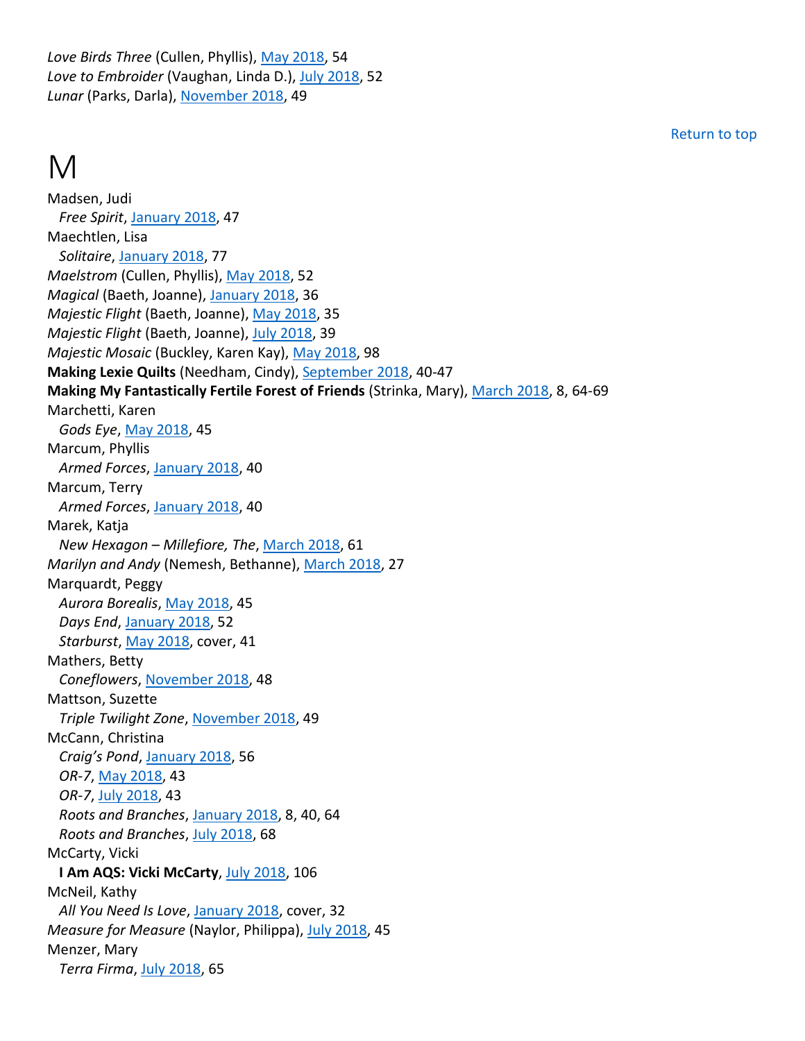*Love Birds Three* (Cullen, Phyllis), May 2018, 54
*Love to Embroider* (Vaughan, Linda D.), July 2018, 52
*Lunar* (Parks, Darla), November 2018, 49

Return to top

# M

Madsen, Judi
  *Free Spirit*, January 2018, 47
Maechtlen, Lisa
  *Solitaire*, January 2018, 77
*Maelstrom* (Cullen, Phyllis), May 2018, 52
*Magical* (Baeth, Joanne), January 2018, 36
*Majestic Flight* (Baeth, Joanne), May 2018, 35
*Majestic Flight* (Baeth, Joanne), July 2018, 39
*Majestic Mosaic* (Buckley, Karen Kay), May 2018, 98
**Making Lexie Quilts** (Needham, Cindy), September 2018, 40-47
**Making My Fantastically Fertile Forest of Friends** (Strinka, Mary), March 2018, 8, 64-69
Marchetti, Karen
  *Gods Eye*, May 2018, 45
Marcum, Phyllis
  *Armed Forces*, January 2018, 40
Marcum, Terry
  *Armed Forces*, January 2018, 40
Marek, Katja
  *New Hexagon – Millefiore, The*, March 2018, 61
*Marilyn and Andy* (Nemesh, Bethanne), March 2018, 27
Marquardt, Peggy
  *Aurora Borealis*, May 2018, 45
  *Days End*, January 2018, 52
  *Starburst*, May 2018, cover, 41
Mathers, Betty
  *Coneflowers*, November 2018, 48
Mattson, Suzette
  *Triple Twilight Zone*, November 2018, 49
McCann, Christina
  *Craig's Pond*, January 2018, 56
  *OR-7*, May 2018, 43
  *OR-7*, July 2018, 43
  *Roots and Branches*, January 2018, 8, 40, 64
  *Roots and Branches*, July 2018, 68
McCarty, Vicki
  **I Am AQS: Vicki McCarty**, July 2018, 106
McNeil, Kathy
  *All You Need Is Love*, January 2018, cover, 32
*Measure for Measure* (Naylor, Philippa), July 2018, 45
Menzer, Mary
  *Terra Firma*, July 2018, 65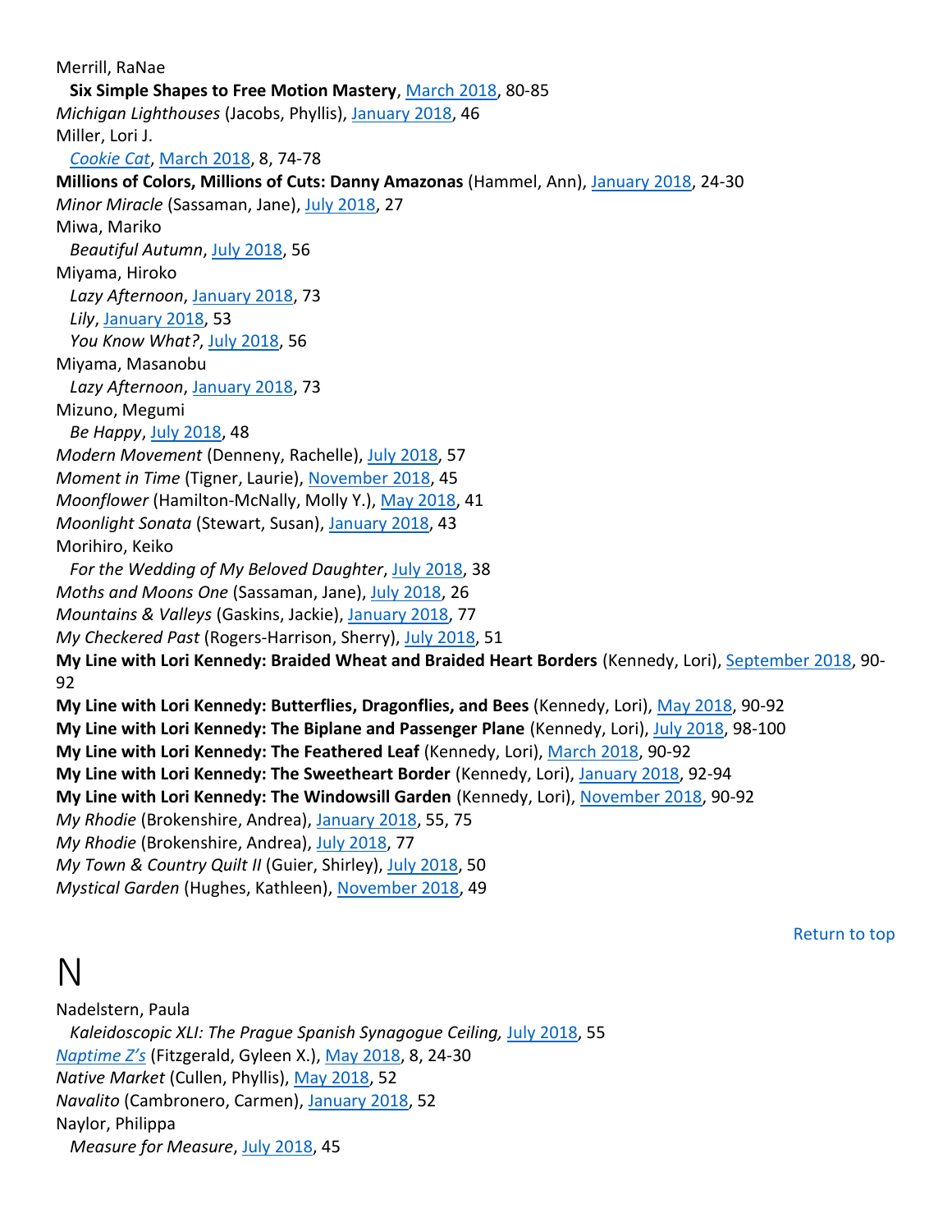Merrill, RaNae
  **Six Simple Shapes to Free Motion Mastery**, March 2018, 80-85
*Michigan Lighthouses* (Jacobs, Phyllis), January 2018, 46
Miller, Lori J.
  *Cookie Cat*, March 2018, 8, 74-78
**Millions of Colors, Millions of Cuts: Danny Amazonas** (Hammel, Ann), January 2018, 24-30
*Minor Miracle* (Sassaman, Jane), July 2018, 27
Miwa, Mariko
  *Beautiful Autumn*, July 2018, 56
Miyama, Hiroko
  *Lazy Afternoon*, January 2018, 73
  *Lily*, January 2018, 53
  *You Know What?*, July 2018, 56
Miyama, Masanobu
  *Lazy Afternoon*, January 2018, 73
Mizuno, Megumi
  *Be Happy*, July 2018, 48
*Modern Movement* (Denneny, Rachelle), July 2018, 57
*Moment in Time* (Tigner, Laurie), November 2018, 45
*Moonflower* (Hamilton-McNally, Molly Y.), May 2018, 41
*Moonlight Sonata* (Stewart, Susan), January 2018, 43
Morihiro, Keiko
  *For the Wedding of My Beloved Daughter*, July 2018, 38
*Moths and Moons One* (Sassaman, Jane), July 2018, 26
*Mountains & Valleys* (Gaskins, Jackie), January 2018, 77
*My Checkered Past* (Rogers-Harrison, Sherry), July 2018, 51
**My Line with Lori Kennedy: Braided Wheat and Braided Heart Borders** (Kennedy, Lori), September 2018, 90-92
**My Line with Lori Kennedy: Butterflies, Dragonflies, and Bees** (Kennedy, Lori), May 2018, 90-92
**My Line with Lori Kennedy: The Biplane and Passenger Plane** (Kennedy, Lori), July 2018, 98-100
**My Line with Lori Kennedy: The Feathered Leaf** (Kennedy, Lori), March 2018, 90-92
**My Line with Lori Kennedy: The Sweetheart Border** (Kennedy, Lori), January 2018, 92-94
**My Line with Lori Kennedy: The Windowsill Garden** (Kennedy, Lori), November 2018, 90-92
*My Rhodie* (Brokenshire, Andrea), January 2018, 55, 75
*My Rhodie* (Brokenshire, Andrea), July 2018, 77
*My Town & Country Quilt II* (Guier, Shirley), July 2018, 50
*Mystical Garden* (Hughes, Kathleen), November 2018, 49

Return to top

# N

Nadelstern, Paula
  *Kaleidoscopic XLI: The Prague Spanish Synagogue Ceiling,* July 2018, 55
*Naptime Z's* (Fitzgerald, Gyleen X.), May 2018, 8, 24-30
*Native Market* (Cullen, Phyllis), May 2018, 52
*Navalito* (Cambronero, Carmen), January 2018, 52
Naylor, Philippa
  *Measure for Measure*, July 2018, 45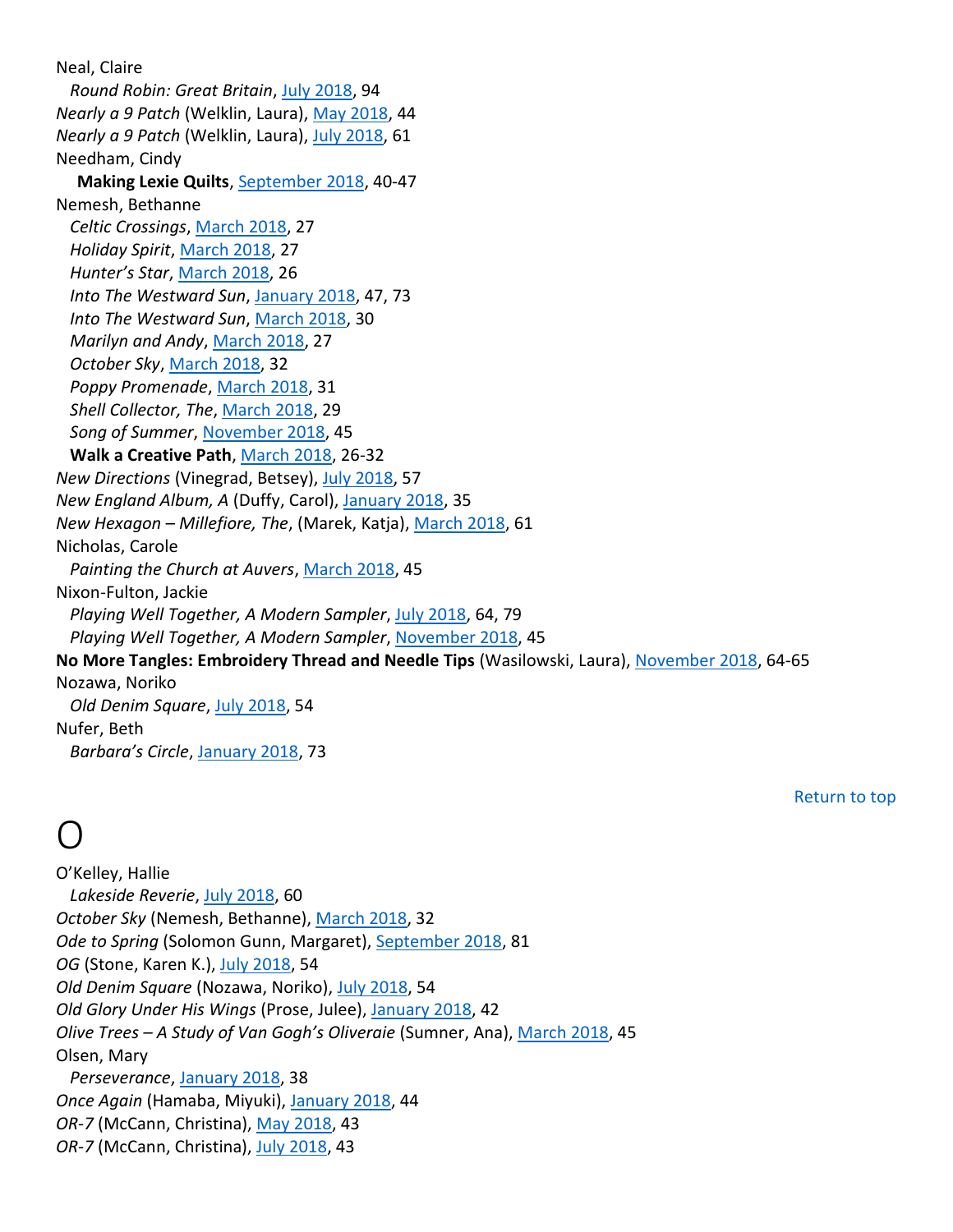Neal, Claire

  *Round Robin: Great Britain*, July 2018, 94

*Nearly a 9 Patch* (Welklin, Laura), May 2018, 44

*Nearly a 9 Patch* (Welklin, Laura), July 2018, 61

Needham, Cindy

  **Making Lexie Quilts**, September 2018, 40-47

Nemesh, Bethanne

  *Celtic Crossings*, March 2018, 27

  *Holiday Spirit*, March 2018, 27

  *Hunter's Star*, March 2018, 26

  *Into The Westward Sun*, January 2018, 47, 73

  *Into The Westward Sun*, March 2018, 30

  *Marilyn and Andy*, March 2018, 27

  *October Sky*, March 2018, 32

  *Poppy Promenade*, March 2018, 31

  *Shell Collector, The*, March 2018, 29

  *Song of Summer*, November 2018, 45

  **Walk a Creative Path**, March 2018, 26-32

*New Directions* (Vinegrad, Betsey), July 2018, 57

*New England Album, A* (Duffy, Carol), January 2018, 35

*New Hexagon – Millefiore, The*, (Marek, Katja), March 2018, 61

Nicholas, Carole

  *Painting the Church at Auvers*, March 2018, 45

Nixon-Fulton, Jackie

  *Playing Well Together, A Modern Sampler*, July 2018, 64, 79

  *Playing Well Together, A Modern Sampler*, November 2018, 45

**No More Tangles: Embroidery Thread and Needle Tips** (Wasilowski, Laura), November 2018, 64-65

Nozawa, Noriko

  *Old Denim Square*, July 2018, 54

Nufer, Beth

  *Barbara's Circle*, January 2018, 73

Return to top

# O

O'Kelley, Hallie

  *Lakeside Reverie*, July 2018, 60

*October Sky* (Nemesh, Bethanne), March 2018, 32

*Ode to Spring* (Solomon Gunn, Margaret), September 2018, 81

*OG* (Stone, Karen K.), July 2018, 54

*Old Denim Square* (Nozawa, Noriko), July 2018, 54

*Old Glory Under His Wings* (Prose, Julee), January 2018, 42

*Olive Trees – A Study of Van Gogh's Oliveraie* (Sumner, Ana), March 2018, 45

Olsen, Mary

  *Perseverance*, January 2018, 38

*Once Again* (Hamaba, Miyuki), January 2018, 44

*OR-7* (McCann, Christina), May 2018, 43

*OR-7* (McCann, Christina), July 2018, 43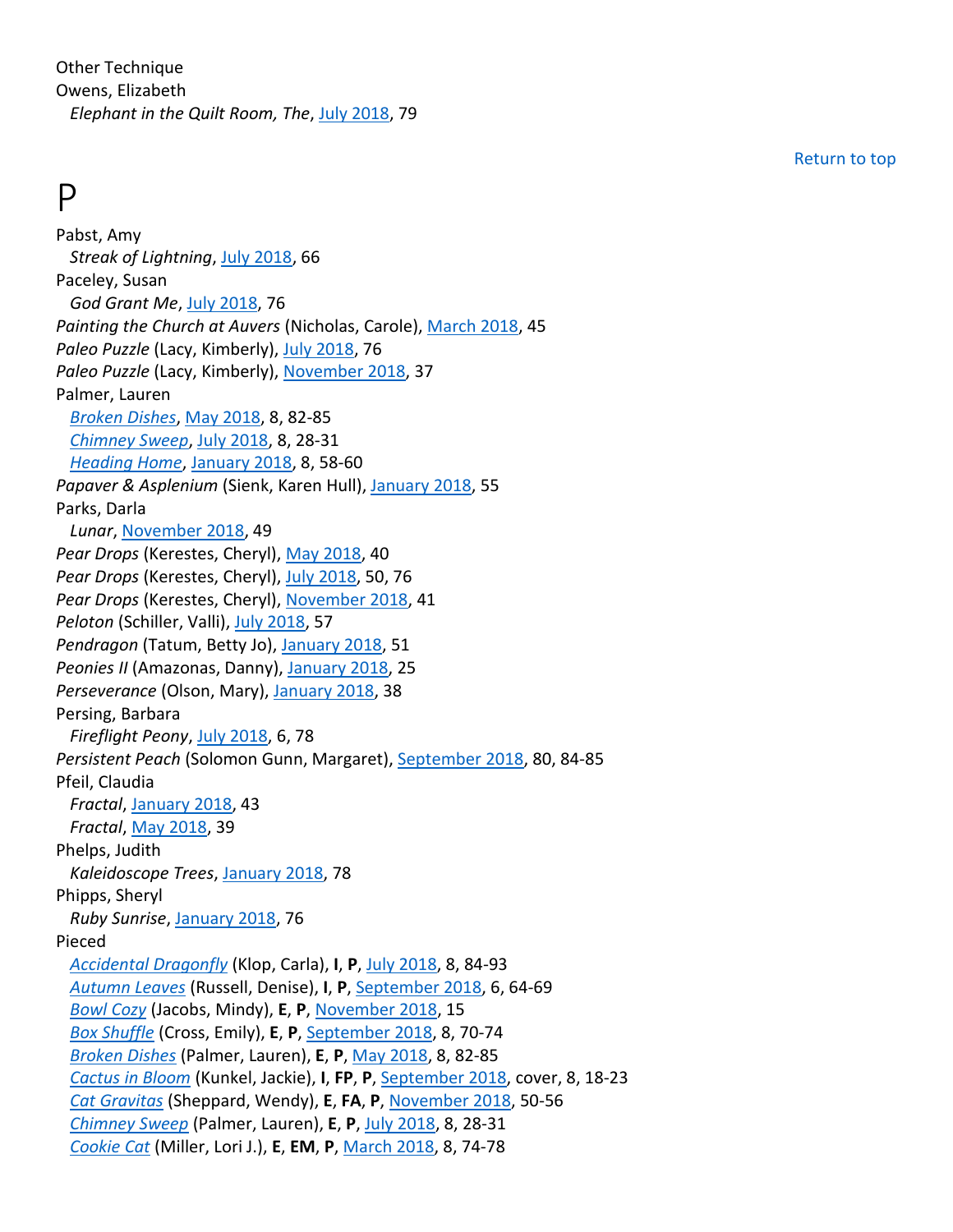Other Technique
Owens, Elizabeth
  *Elephant in the Quilt Room, The*, July 2018, 79

Return to top

# P

Pabst, Amy
  *Streak of Lightning*, July 2018, 66
Paceley, Susan
  *God Grant Me*, July 2018, 76
*Painting the Church at Auvers* (Nicholas, Carole), March 2018, 45
*Paleo Puzzle* (Lacy, Kimberly), July 2018, 76
*Paleo Puzzle* (Lacy, Kimberly), November 2018, 37
Palmer, Lauren
  *Broken Dishes*, May 2018, 8, 82-85
  *Chimney Sweep*, July 2018, 8, 28-31
  *Heading Home*, January 2018, 8, 58-60
*Papaver & Asplenium* (Sienk, Karen Hull), January 2018, 55
Parks, Darla
  *Lunar*, November 2018, 49
*Pear Drops* (Kerestes, Cheryl), May 2018, 40
*Pear Drops* (Kerestes, Cheryl), July 2018, 50, 76
*Pear Drops* (Kerestes, Cheryl), November 2018, 41
*Peloton* (Schiller, Valli), July 2018, 57
*Pendragon* (Tatum, Betty Jo), January 2018, 51
*Peonies II* (Amazonas, Danny), January 2018, 25
*Perseverance* (Olson, Mary), January 2018, 38
Persing, Barbara
  *Fireflight Peony*, July 2018, 6, 78
*Persistent Peach* (Solomon Gunn, Margaret), September 2018, 80, 84-85
Pfeil, Claudia
  *Fractal*, January 2018, 43
  *Fractal*, May 2018, 39
Phelps, Judith
  *Kaleidoscope Trees*, January 2018, 78
Phipps, Sheryl
  *Ruby Sunrise*, January 2018, 76
Pieced
  *Accidental Dragonfly* (Klop, Carla), **I**, **P**, July 2018, 8, 84-93
  *Autumn Leaves* (Russell, Denise), **I**, **P**, September 2018, 6, 64-69
  *Bowl Cozy* (Jacobs, Mindy), **E**, **P**, November 2018, 15
  *Box Shuffle* (Cross, Emily), **E**, **P**, September 2018, 8, 70-74
  *Broken Dishes* (Palmer, Lauren), **E**, **P**, May 2018, 8, 82-85
  *Cactus in Bloom* (Kunkel, Jackie), **I**, **FP**, **P**, September 2018, cover, 8, 18-23
  *Cat Gravitas* (Sheppard, Wendy), **E**, **FA**, **P**, November 2018, 50-56
  *Chimney Sweep* (Palmer, Lauren), **E**, **P**, July 2018, 8, 28-31
  *Cookie Cat* (Miller, Lori J.), **E**, **EM**, **P**, March 2018, 8, 74-78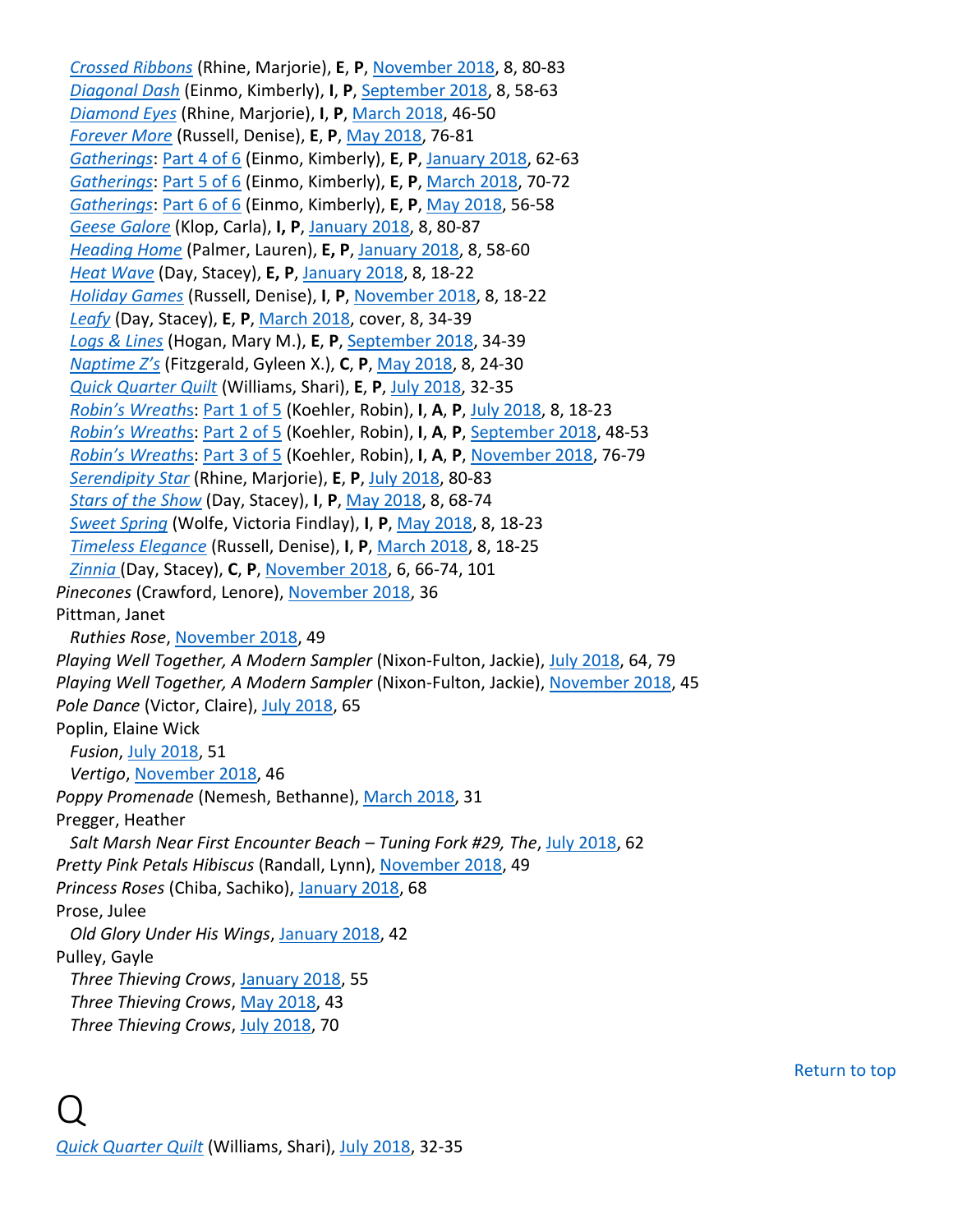*Crossed Ribbons* (Rhine, Marjorie), **E**, **P**, November 2018, 8, 80-83
*Diagonal Dash* (Einmo, Kimberly), **I**, **P**, September 2018, 8, 58-63
*Diamond Eyes* (Rhine, Marjorie), **I**, **P**, March 2018, 46-50
*Forever More* (Russell, Denise), **E**, **P**, May 2018, 76-81
*Gatherings*: Part 4 of 6 (Einmo, Kimberly), **E**, **P**, January 2018, 62-63
*Gatherings*: Part 5 of 6 (Einmo, Kimberly), **E**, **P**, March 2018, 70-72
*Gatherings*: Part 6 of 6 (Einmo, Kimberly), **E**, **P**, May 2018, 56-58
*Geese Galore* (Klop, Carla), **I, P**, January 2018, 8, 80-87
*Heading Home* (Palmer, Lauren), **E, P**, January 2018, 8, 58-60
*Heat Wave* (Day, Stacey), **E, P**, January 2018, 8, 18-22
*Holiday Games* (Russell, Denise), **I**, **P**, November 2018, 8, 18-22
*Leafy* (Day, Stacey), **E**, **P**, March 2018, cover, 8, 34-39
*Logs & Lines* (Hogan, Mary M.), **E**, **P**, September 2018, 34-39
*Naptime Z's* (Fitzgerald, Gyleen X.), **C**, **P**, May 2018, 8, 24-30
*Quick Quarter Quilt* (Williams, Shari), **E**, **P**, July 2018, 32-35
*Robin's Wreaths*: Part 1 of 5 (Koehler, Robin), **I**, **A**, **P**, July 2018, 8, 18-23
*Robin's Wreaths*: Part 2 of 5 (Koehler, Robin), **I**, **A**, **P**, September 2018, 48-53
*Robin's Wreaths*: Part 3 of 5 (Koehler, Robin), **I**, **A**, **P**, November 2018, 76-79
*Serendipity Star* (Rhine, Marjorie), **E**, **P**, July 2018, 80-83
*Stars of the Show* (Day, Stacey), **I**, **P**, May 2018, 8, 68-74
*Sweet Spring* (Wolfe, Victoria Findlay), **I**, **P**, May 2018, 8, 18-23
*Timeless Elegance* (Russell, Denise), **I**, **P**, March 2018, 8, 18-25
*Zinnia* (Day, Stacey), **C**, **P**, November 2018, 6, 66-74, 101

*Pinecones* (Crawford, Lenore), November 2018, 36

Pittman, Janet
*Ruthies Rose*, November 2018, 49

*Playing Well Together, A Modern Sampler* (Nixon-Fulton, Jackie), July 2018, 64, 79

*Playing Well Together, A Modern Sampler* (Nixon-Fulton, Jackie), November 2018, 45

*Pole Dance* (Victor, Claire), July 2018, 65

Poplin, Elaine Wick
*Fusion*, July 2018, 51
*Vertigo*, November 2018, 46

*Poppy Promenade* (Nemesh, Bethanne), March 2018, 31

Pregger, Heather
*Salt Marsh Near First Encounter Beach – Tuning Fork #29, The*, July 2018, 62

*Pretty Pink Petals Hibiscus* (Randall, Lynn), November 2018, 49

*Princess Roses* (Chiba, Sachiko), January 2018, 68

Prose, Julee
*Old Glory Under His Wings*, January 2018, 42

Pulley, Gayle
*Three Thieving Crows*, January 2018, 55
*Three Thieving Crows*, May 2018, 43
*Three Thieving Crows*, July 2018, 70

Return to top

# Q

*Quick Quarter Quilt* (Williams, Shari), July 2018, 32-35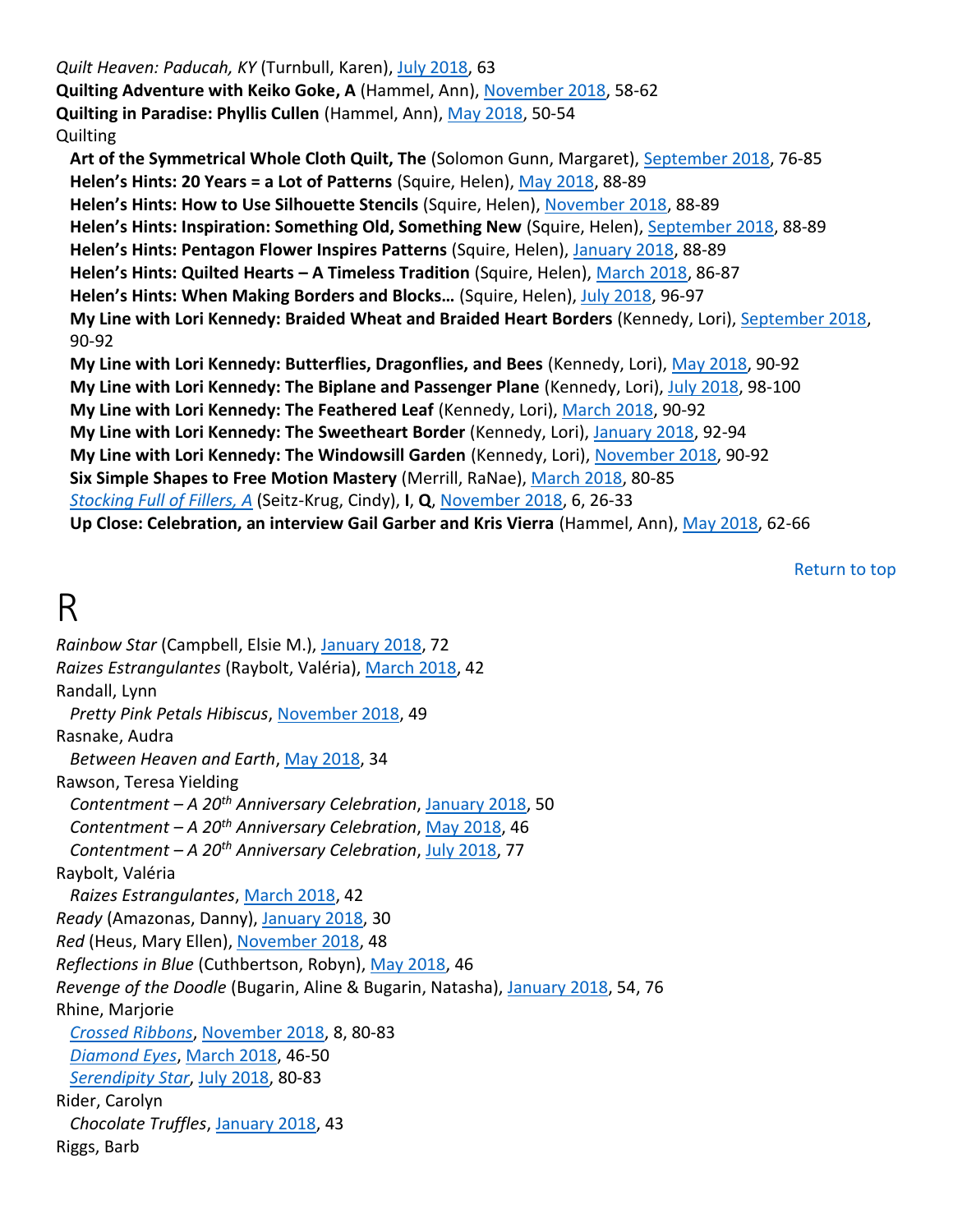*Quilt Heaven: Paducah, KY* (Turnbull, Karen), July 2018, 63
**Quilting Adventure with Keiko Goke, A** (Hammel, Ann), November 2018, 58-62
**Quilting in Paradise: Phyllis Cullen** (Hammel, Ann), May 2018, 50-54
Quilting
  **Art of the Symmetrical Whole Cloth Quilt, The** (Solomon Gunn, Margaret), September 2018, 76-85
  **Helen's Hints: 20 Years = a Lot of Patterns** (Squire, Helen), May 2018, 88-89
  **Helen's Hints: How to Use Silhouette Stencils** (Squire, Helen), November 2018, 88-89
  **Helen's Hints: Inspiration: Something Old, Something New** (Squire, Helen), September 2018, 88-89
  **Helen's Hints: Pentagon Flower Inspires Patterns** (Squire, Helen), January 2018, 88-89
  **Helen's Hints: Quilted Hearts – A Timeless Tradition** (Squire, Helen), March 2018, 86-87
  **Helen's Hints: When Making Borders and Blocks…** (Squire, Helen), July 2018, 96-97
  **My Line with Lori Kennedy: Braided Wheat and Braided Heart Borders** (Kennedy, Lori), September 2018, 90-92
  **My Line with Lori Kennedy: Butterflies, Dragonflies, and Bees** (Kennedy, Lori), May 2018, 90-92
  **My Line with Lori Kennedy: The Biplane and Passenger Plane** (Kennedy, Lori), July 2018, 98-100
  **My Line with Lori Kennedy: The Feathered Leaf** (Kennedy, Lori), March 2018, 90-92
  **My Line with Lori Kennedy: The Sweetheart Border** (Kennedy, Lori), January 2018, 92-94
  **My Line with Lori Kennedy: The Windowsill Garden** (Kennedy, Lori), November 2018, 90-92
  **Six Simple Shapes to Free Motion Mastery** (Merrill, RaNae), March 2018, 80-85
  *Stocking Full of Fillers, A* (Seitz-Krug, Cindy), **I**, **Q**, November 2018, 6, 26-33
  **Up Close: Celebration, an interview Gail Garber and Kris Vierra** (Hammel, Ann), May 2018, 62-66

Return to top

# R

*Rainbow Star* (Campbell, Elsie M.), January 2018, 72
*Raizes Estrangulantes* (Raybolt, Valéria), March 2018, 42
Randall, Lynn
  *Pretty Pink Petals Hibiscus*, November 2018, 49
Rasnake, Audra
  *Between Heaven and Earth*, May 2018, 34
Rawson, Teresa Yielding
  *Contentment – A 20th Anniversary Celebration*, January 2018, 50
  *Contentment – A 20th Anniversary Celebration*, May 2018, 46
  *Contentment – A 20th Anniversary Celebration*, July 2018, 77
Raybolt, Valéria
  *Raizes Estrangulantes*, March 2018, 42
*Ready* (Amazonas, Danny), January 2018, 30
*Red* (Heus, Mary Ellen), November 2018, 48
*Reflections in Blue* (Cuthbertson, Robyn), May 2018, 46
*Revenge of the Doodle* (Bugarin, Aline & Bugarin, Natasha), January 2018, 54, 76
Rhine, Marjorie
  *Crossed Ribbons*, November 2018, 8, 80-83
  *Diamond Eyes*, March 2018, 46-50
  *Serendipity Star*, July 2018, 80-83
Rider, Carolyn
  *Chocolate Truffles*, January 2018, 43
Riggs, Barb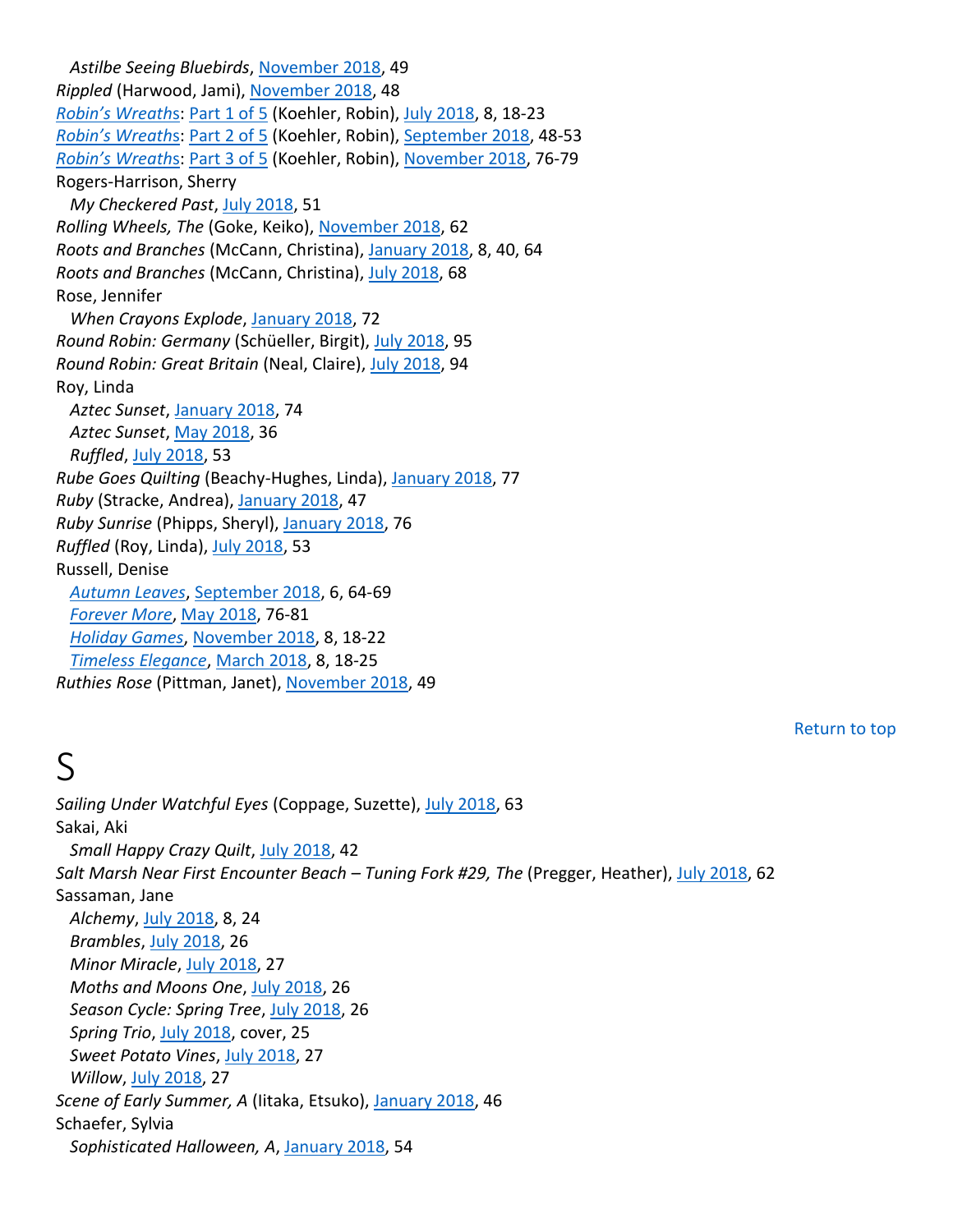*Astilbe Seeing Bluebirds*, November 2018, 49
*Rippled* (Harwood, Jami), November 2018, 48
*Robin's Wreaths*: Part 1 of 5 (Koehler, Robin), July 2018, 8, 18-23
*Robin's Wreaths*: Part 2 of 5 (Koehler, Robin), September 2018, 48-53
*Robin's Wreaths*: Part 3 of 5 (Koehler, Robin), November 2018, 76-79
Rogers-Harrison, Sherry
*My Checkered Past*, July 2018, 51
*Rolling Wheels, The* (Goke, Keiko), November 2018, 62
*Roots and Branches* (McCann, Christina), January 2018, 8, 40, 64
*Roots and Branches* (McCann, Christina), July 2018, 68
Rose, Jennifer
*When Crayons Explode*, January 2018, 72
*Round Robin: Germany* (Schüeller, Birgit), July 2018, 95
*Round Robin: Great Britain* (Neal, Claire), July 2018, 94
Roy, Linda
*Aztec Sunset*, January 2018, 74
*Aztec Sunset*, May 2018, 36
*Ruffled*, July 2018, 53
*Rube Goes Quilting* (Beachy-Hughes, Linda), January 2018, 77
*Ruby* (Stracke, Andrea), January 2018, 47
*Ruby Sunrise* (Phipps, Sheryl), January 2018, 76
*Ruffled* (Roy, Linda), July 2018, 53
Russell, Denise
*Autumn Leaves*, September 2018, 6, 64-69
*Forever More*, May 2018, 76-81
*Holiday Games*, November 2018, 8, 18-22
*Timeless Elegance*, March 2018, 8, 18-25
*Ruthies Rose* (Pittman, Janet), November 2018, 49

Return to top

# S

*Sailing Under Watchful Eyes* (Coppage, Suzette), July 2018, 63
Sakai, Aki
*Small Happy Crazy Quilt*, July 2018, 42
*Salt Marsh Near First Encounter Beach – Tuning Fork #29, The* (Pregger, Heather), July 2018, 62
Sassaman, Jane
*Alchemy*, July 2018, 8, 24
*Brambles*, July 2018, 26
*Minor Miracle*, July 2018, 27
*Moths and Moons One*, July 2018, 26
*Season Cycle: Spring Tree*, July 2018, 26
*Spring Trio*, July 2018, cover, 25
*Sweet Potato Vines*, July 2018, 27
*Willow*, July 2018, 27
*Scene of Early Summer, A* (Iitaka, Etsuko), January 2018, 46
Schaefer, Sylvia
*Sophisticated Halloween, A*, January 2018, 54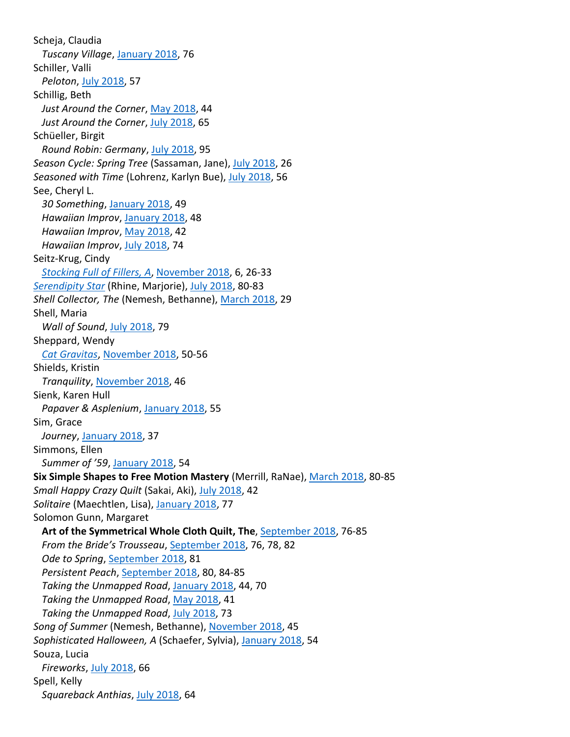Scheja, Claudia
  *Tuscany Village*, January 2018, 76
Schiller, Valli
  *Peloton*, July 2018, 57
Schillig, Beth
  *Just Around the Corner*, May 2018, 44
  *Just Around the Corner*, July 2018, 65
Schüeller, Birgit
  *Round Robin: Germany*, July 2018, 95
*Season Cycle: Spring Tree* (Sassaman, Jane), July 2018, 26
*Seasoned with Time* (Lohrenz, Karlyn Bue), July 2018, 56
See, Cheryl L.
  *30 Something*, January 2018, 49
  *Hawaiian Improv*, January 2018, 48
  *Hawaiian Improv*, May 2018, 42
  *Hawaiian Improv*, July 2018, 74
Seitz-Krug, Cindy
  *Stocking Full of Fillers, A*, November 2018, 6, 26-33
*Serendipity Star* (Rhine, Marjorie), July 2018, 80-83
*Shell Collector, The* (Nemesh, Bethanne), March 2018, 29
Shell, Maria
  *Wall of Sound*, July 2018, 79
Sheppard, Wendy
  *Cat Gravitas*, November 2018, 50-56
Shields, Kristin
  *Tranquility*, November 2018, 46
Sienk, Karen Hull
  *Papaver & Asplenium*, January 2018, 55
Sim, Grace
  *Journey*, January 2018, 37
Simmons, Ellen
  *Summer of '59*, January 2018, 54
**Six Simple Shapes to Free Motion Mastery** (Merrill, RaNae), March 2018, 80-85
*Small Happy Crazy Quilt* (Sakai, Aki), July 2018, 42
*Solitaire* (Maechtlen, Lisa), January 2018, 77
Solomon Gunn, Margaret
  **Art of the Symmetrical Whole Cloth Quilt, The**, September 2018, 76-85
  *From the Bride's Trousseau*, September 2018, 76, 78, 82
  *Ode to Spring*, September 2018, 81
  *Persistent Peach*, September 2018, 80, 84-85
  *Taking the Unmapped Road*, January 2018, 44, 70
  *Taking the Unmapped Road*, May 2018, 41
  *Taking the Unmapped Road*, July 2018, 73
*Song of Summer* (Nemesh, Bethanne), November 2018, 45
*Sophisticated Halloween, A* (Schaefer, Sylvia), January 2018, 54
Souza, Lucia
  *Fireworks*, July 2018, 66
Spell, Kelly
  *Squareback Anthias*, July 2018, 64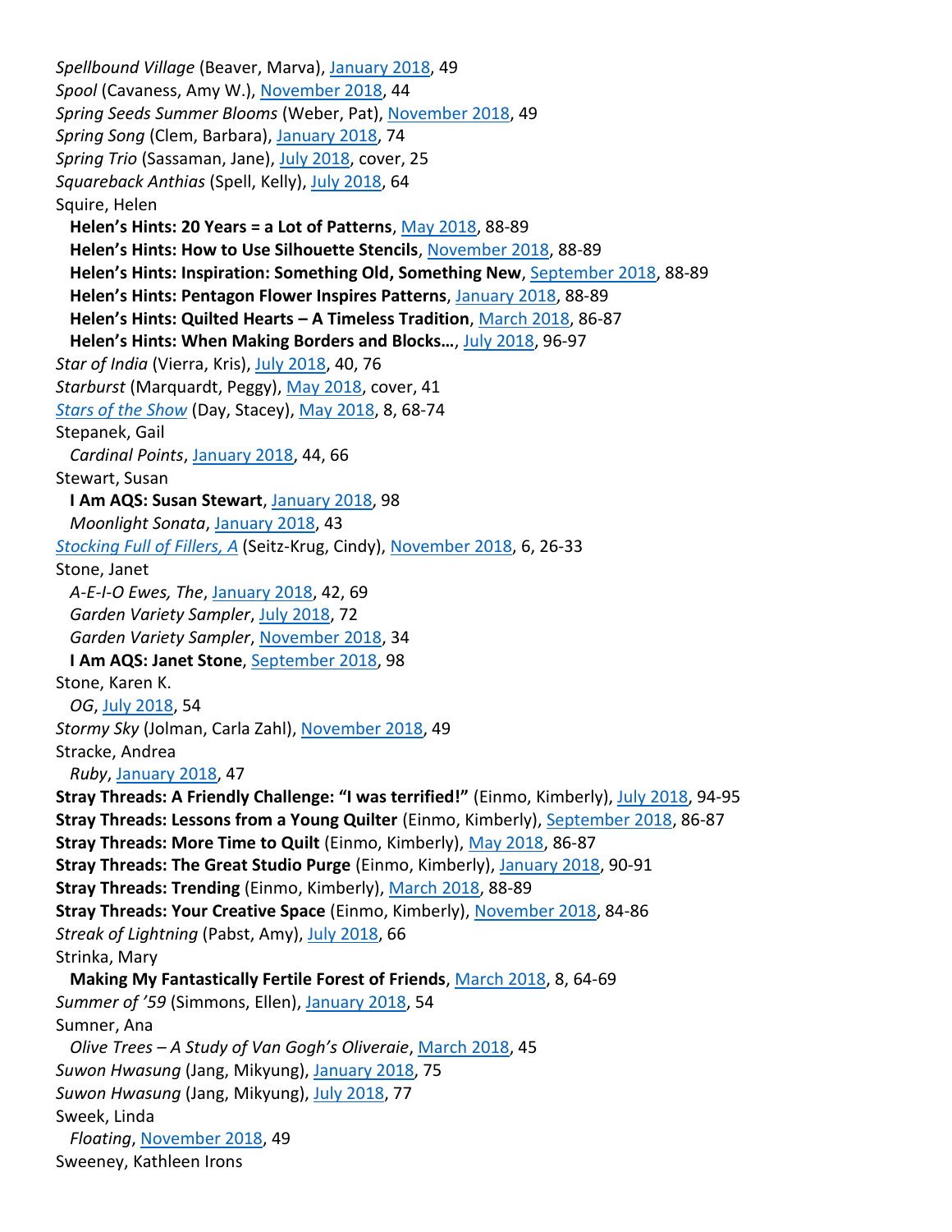*Spellbound Village* (Beaver, Marva), January 2018, 49
*Spool* (Cavaness, Amy W.), November 2018, 44
*Spring Seeds Summer Blooms* (Weber, Pat), November 2018, 49
*Spring Song* (Clem, Barbara), January 2018, 74
*Spring Trio* (Sassaman, Jane), July 2018, cover, 25
*Squareback Anthias* (Spell, Kelly), July 2018, 64
Squire, Helen
  **Helen's Hints: 20 Years = a Lot of Patterns**, May 2018, 88-89
  **Helen's Hints: How to Use Silhouette Stencils**, November 2018, 88-89
  **Helen's Hints: Inspiration: Something Old, Something New**, September 2018, 88-89
  **Helen's Hints: Pentagon Flower Inspires Patterns**, January 2018, 88-89
  **Helen's Hints: Quilted Hearts – A Timeless Tradition**, March 2018, 86-87
  **Helen's Hints: When Making Borders and Blocks…**, July 2018, 96-97
*Star of India* (Vierra, Kris), July 2018, 40, 76
*Starburst* (Marquardt, Peggy), May 2018, cover, 41
*Stars of the Show* (Day, Stacey), May 2018, 8, 68-74
Stepanek, Gail
  *Cardinal Points*, January 2018, 44, 66
Stewart, Susan
  **I Am AQS: Susan Stewart**, January 2018, 98
  *Moonlight Sonata*, January 2018, 43
*Stocking Full of Fillers, A* (Seitz-Krug, Cindy), November 2018, 6, 26-33
Stone, Janet
  *A-E-I-O Ewes, The*, January 2018, 42, 69
  *Garden Variety Sampler*, July 2018, 72
  *Garden Variety Sampler*, November 2018, 34
  **I Am AQS: Janet Stone**, September 2018, 98
Stone, Karen K.
  *OG*, July 2018, 54
*Stormy Sky* (Jolman, Carla Zahl), November 2018, 49
Stracke, Andrea
  *Ruby*, January 2018, 47
**Stray Threads: A Friendly Challenge: "I was terrified!"** (Einmo, Kimberly), July 2018, 94-95
**Stray Threads: Lessons from a Young Quilter** (Einmo, Kimberly), September 2018, 86-87
**Stray Threads: More Time to Quilt** (Einmo, Kimberly), May 2018, 86-87
**Stray Threads: The Great Studio Purge** (Einmo, Kimberly), January 2018, 90-91
**Stray Threads: Trending** (Einmo, Kimberly), March 2018, 88-89
**Stray Threads: Your Creative Space** (Einmo, Kimberly), November 2018, 84-86
*Streak of Lightning* (Pabst, Amy), July 2018, 66
Strinka, Mary
  **Making My Fantastically Fertile Forest of Friends**, March 2018, 8, 64-69
*Summer of '59* (Simmons, Ellen), January 2018, 54
Sumner, Ana
  *Olive Trees – A Study of Van Gogh's Oliveraie*, March 2018, 45
*Suwon Hwasung* (Jang, Mikyung), January 2018, 75
*Suwon Hwasung* (Jang, Mikyung), July 2018, 77
Sweek, Linda
  *Floating*, November 2018, 49
Sweeney, Kathleen Irons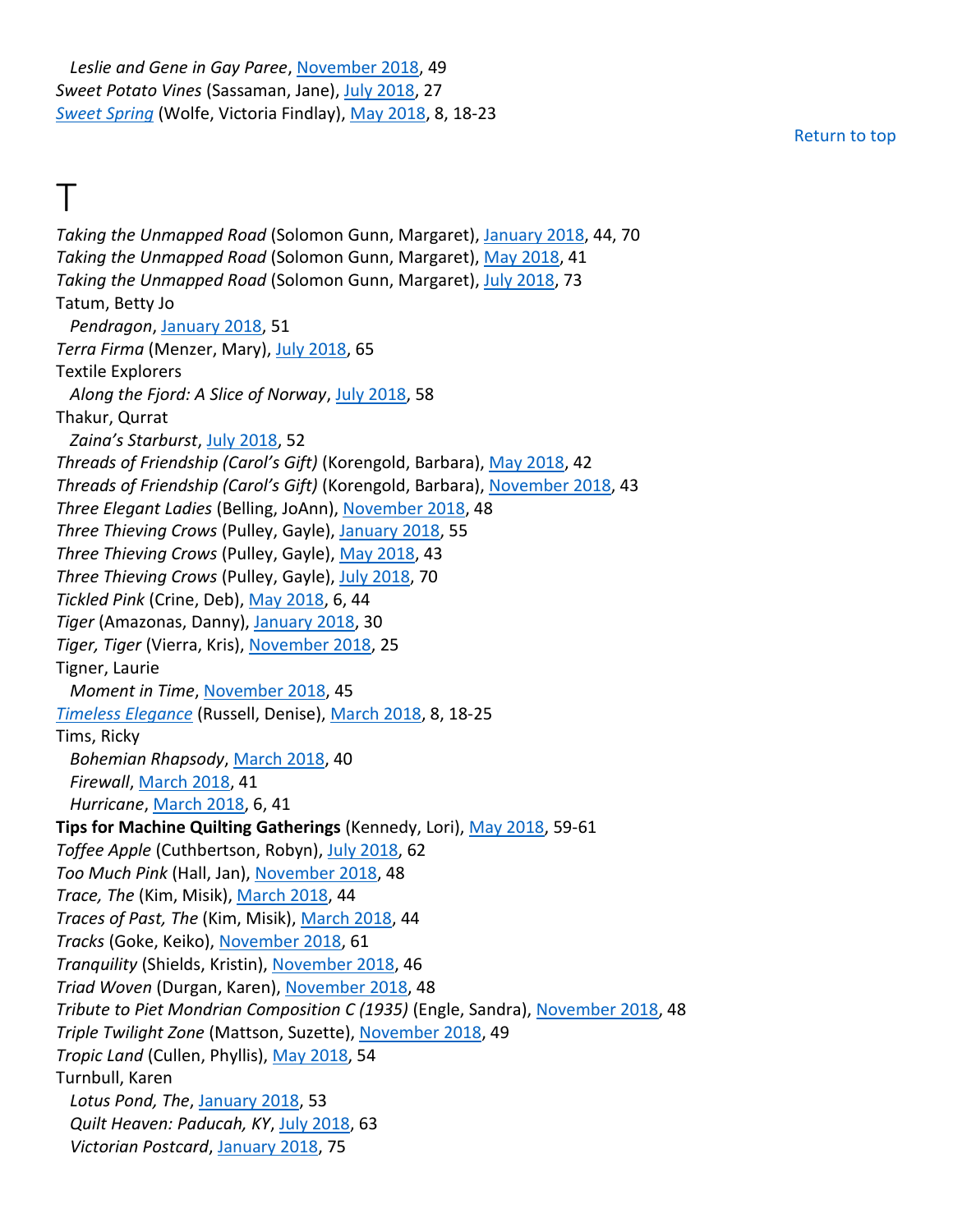*Leslie and Gene in Gay Paree*, November 2018, 49
*Sweet Potato Vines* (Sassaman, Jane), July 2018, 27
*Sweet Spring* (Wolfe, Victoria Findlay), May 2018, 8, 18-23

Return to top

# T

*Taking the Unmapped Road* (Solomon Gunn, Margaret), January 2018, 44, 70
*Taking the Unmapped Road* (Solomon Gunn, Margaret), May 2018, 41
*Taking the Unmapped Road* (Solomon Gunn, Margaret), July 2018, 73
Tatum, Betty Jo
*Pendragon*, January 2018, 51
*Terra Firma* (Menzer, Mary), July 2018, 65
Textile Explorers
*Along the Fjord: A Slice of Norway*, July 2018, 58
Thakur, Qurrat
*Zaina's Starburst*, July 2018, 52
*Threads of Friendship (Carol's Gift)* (Korengold, Barbara), May 2018, 42
*Threads of Friendship (Carol's Gift)* (Korengold, Barbara), November 2018, 43
*Three Elegant Ladies* (Belling, JoAnn), November 2018, 48
*Three Thieving Crows* (Pulley, Gayle), January 2018, 55
*Three Thieving Crows* (Pulley, Gayle), May 2018, 43
*Three Thieving Crows* (Pulley, Gayle), July 2018, 70
*Tickled Pink* (Crine, Deb), May 2018, 6, 44
*Tiger* (Amazonas, Danny), January 2018, 30
*Tiger, Tiger* (Vierra, Kris), November 2018, 25
Tigner, Laurie
*Moment in Time*, November 2018, 45
*Timeless Elegance* (Russell, Denise), March 2018, 8, 18-25
Tims, Ricky
*Bohemian Rhapsody*, March 2018, 40
*Firewall*, March 2018, 41
*Hurricane*, March 2018, 6, 41
**Tips for Machine Quilting Gatherings** (Kennedy, Lori), May 2018, 59-61
*Toffee Apple* (Cuthbertson, Robyn), July 2018, 62
*Too Much Pink* (Hall, Jan), November 2018, 48
*Trace, The* (Kim, Misik), March 2018, 44
*Traces of Past, The* (Kim, Misik), March 2018, 44
*Tracks* (Goke, Keiko), November 2018, 61
*Tranquility* (Shields, Kristin), November 2018, 46
*Triad Woven* (Durgan, Karen), November 2018, 48
*Tribute to Piet Mondrian Composition C (1935)* (Engle, Sandra), November 2018, 48
*Triple Twilight Zone* (Mattson, Suzette), November 2018, 49
*Tropic Land* (Cullen, Phyllis), May 2018, 54
Turnbull, Karen
*Lotus Pond, The*, January 2018, 53
*Quilt Heaven: Paducah, KY*, July 2018, 63
*Victorian Postcard*, January 2018, 75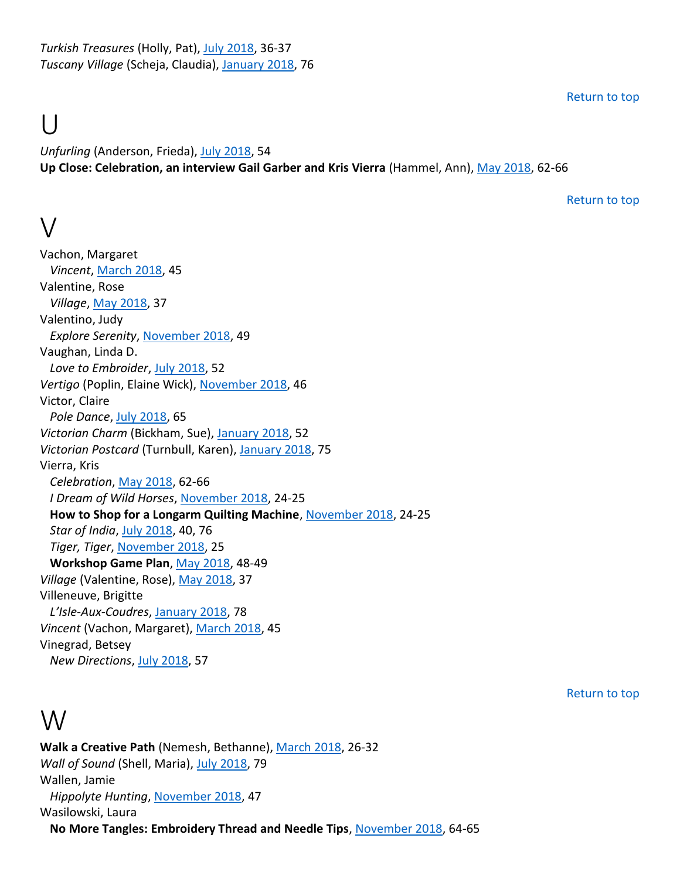*Turkish Treasures* (Holly, Pat), July 2018, 36-37
*Tuscany Village* (Scheja, Claudia), January 2018, 76

Return to top

# U

*Unfurling* (Anderson, Frieda), July 2018, 54
**Up Close: Celebration, an interview Gail Garber and Kris Vierra** (Hammel, Ann), May 2018, 62-66

Return to top

# V

Vachon, Margaret
 *Vincent*, March 2018, 45
Valentine, Rose
 *Village*, May 2018, 37
Valentino, Judy
 *Explore Serenity*, November 2018, 49
Vaughan, Linda D.
 *Love to Embroider*, July 2018, 52
*Vertigo* (Poplin, Elaine Wick), November 2018, 46
Victor, Claire
 *Pole Dance*, July 2018, 65
*Victorian Charm* (Bickham, Sue), January 2018, 52
*Victorian Postcard* (Turnbull, Karen), January 2018, 75
Vierra, Kris
 *Celebration*, May 2018, 62-66
 *I Dream of Wild Horses*, November 2018, 24-25
 **How to Shop for a Longarm Quilting Machine**, November 2018, 24-25
 *Star of India*, July 2018, 40, 76
 *Tiger, Tiger*, November 2018, 25
 **Workshop Game Plan**, May 2018, 48-49
*Village* (Valentine, Rose), May 2018, 37
Villeneuve, Brigitte
 *L'Isle-Aux-Coudres*, January 2018, 78
*Vincent* (Vachon, Margaret), March 2018, 45
Vinegrad, Betsey
 *New Directions*, July 2018, 57

Return to top

# W

**Walk a Creative Path** (Nemesh, Bethanne), March 2018, 26-32
*Wall of Sound* (Shell, Maria), July 2018, 79
Wallen, Jamie
 *Hippolyte Hunting*, November 2018, 47
Wasilowski, Laura
 **No More Tangles: Embroidery Thread and Needle Tips**, November 2018, 64-65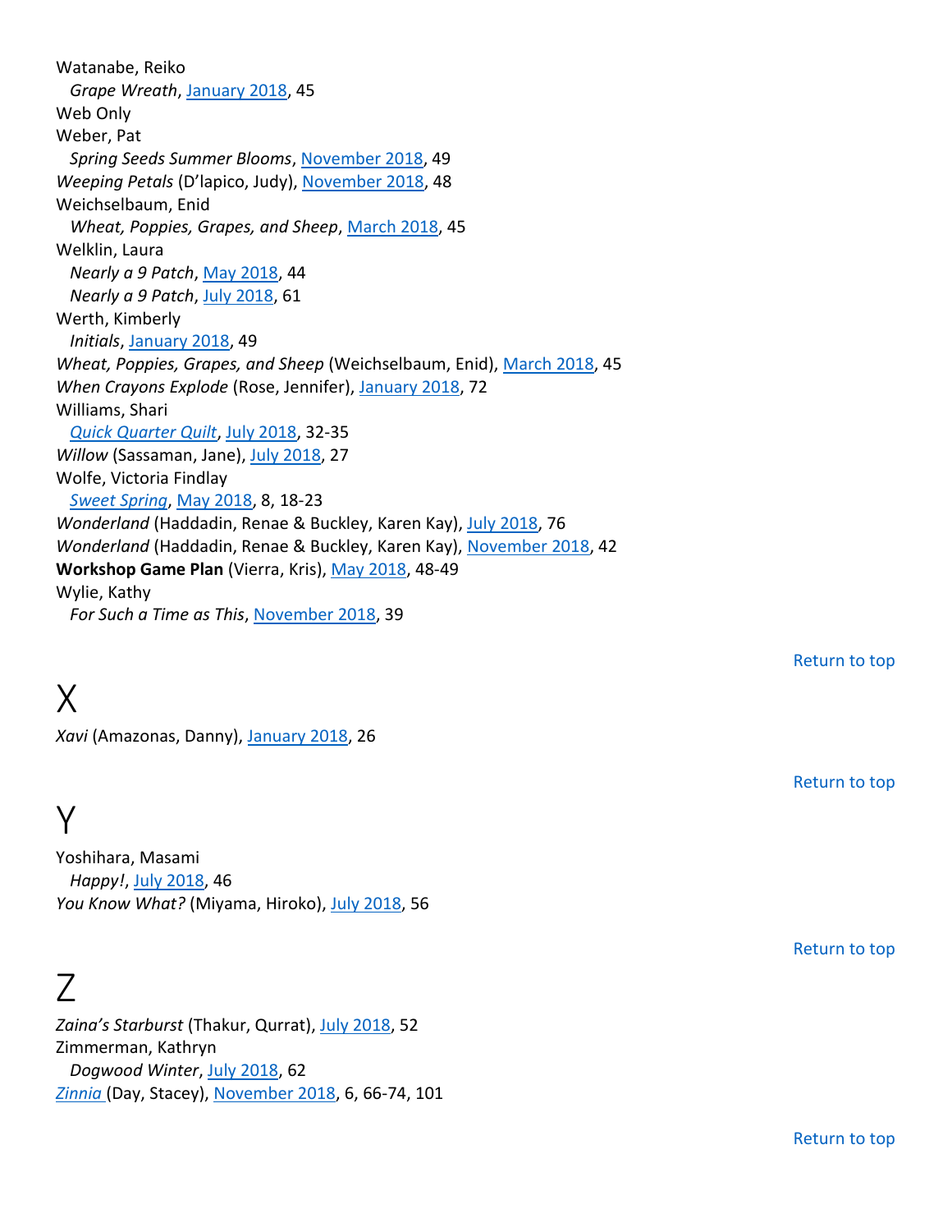Watanabe, Reiko
  *Grape Wreath*, January 2018, 45
Web Only
Weber, Pat
  *Spring Seeds Summer Blooms*, November 2018, 49
*Weeping Petals* (D'lapico, Judy), November 2018, 48
Weichselbaum, Enid
  *Wheat, Poppies, Grapes, and Sheep*, March 2018, 45
Welklin, Laura
  *Nearly a 9 Patch*, May 2018, 44
  *Nearly a 9 Patch*, July 2018, 61
Werth, Kimberly
  *Initials*, January 2018, 49
*Wheat, Poppies, Grapes, and Sheep* (Weichselbaum, Enid), March 2018, 45
*When Crayons Explode* (Rose, Jennifer), January 2018, 72
Williams, Shari
  *Quick Quarter Quilt*, July 2018, 32-35
*Willow* (Sassaman, Jane), July 2018, 27
Wolfe, Victoria Findlay
  *Sweet Spring*, May 2018, 8, 18-23
*Wonderland* (Haddadin, Renae & Buckley, Karen Kay), July 2018, 76
*Wonderland* (Haddadin, Renae & Buckley, Karen Kay), November 2018, 42
**Workshop Game Plan** (Vierra, Kris), May 2018, 48-49
Wylie, Kathy
  *For Such a Time as This*, November 2018, 39

Return to top

# X

*Xavi* (Amazonas, Danny), January 2018, 26

Return to top

# Y

Yoshihara, Masami
  *Happy!*, July 2018, 46
*You Know What?* (Miyama, Hiroko), July 2018, 56

Return to top

# Z

*Zaina's Starburst* (Thakur, Qurrat), July 2018, 52
Zimmerman, Kathryn
  *Dogwood Winter*, July 2018, 62
*Zinnia* (Day, Stacey), November 2018, 6, 66-74, 101

Return to top